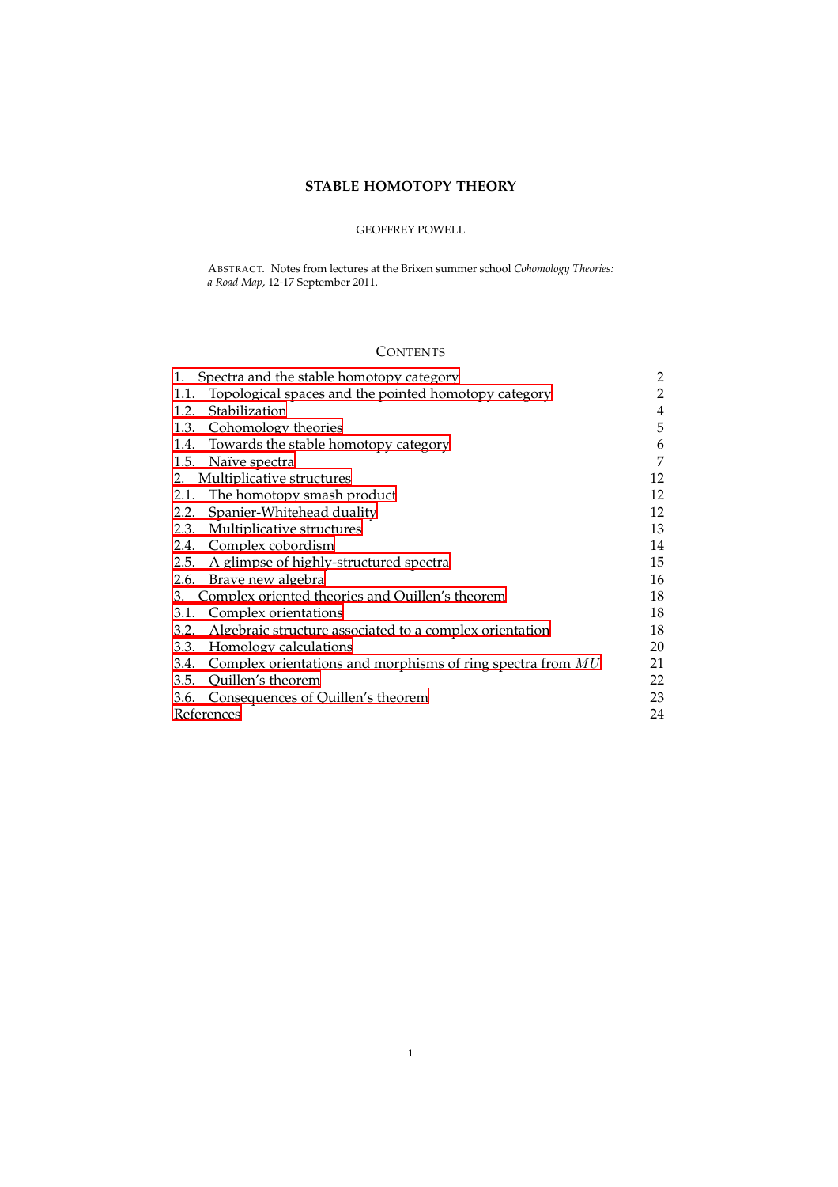# STABLE HOMOTOPY THEORY

GEOFFREY POWELL

ABSTRACT. Notes from lectures at the Brixen summer school *Cohomology Theories: a Road Map*, 12-17 September 2011.

## CONTENTS

| | |
|---|---|
| 1. Spectra and the stable homotopy category | 2 |
| 1.1. Topological spaces and the pointed homotopy category | 2 |
| 1.2. Stabilization | 4 |
| 1.3. Cohomology theories | 5 |
| 1.4. Towards the stable homotopy category | 6 |
| 1.5. Naïve spectra | 7 |
| 2. Multiplicative structures | 12 |
| 2.1. The homotopy smash product | 12 |
| 2.2. Spanier-Whitehead duality | 12 |
| 2.3. Multiplicative structures | 13 |
| 2.4. Complex cobordism | 14 |
| 2.5. A glimpse of highly-structured spectra | 15 |
| 2.6. Brave new algebra | 16 |
| 3. Complex oriented theories and Quillen's theorem | 18 |
| 3.1. Complex orientations | 18 |
| 3.2. Algebraic structure associated to a complex orientation | 18 |
| 3.3. Homology calculations | 20 |
| 3.4. Complex orientations and morphisms of ring spectra from $MU$ | 21 |
| 3.5. Quillen's theorem | 22 |
| 3.6. Consequences of Quillen's theorem | 23 |
| References | 24 |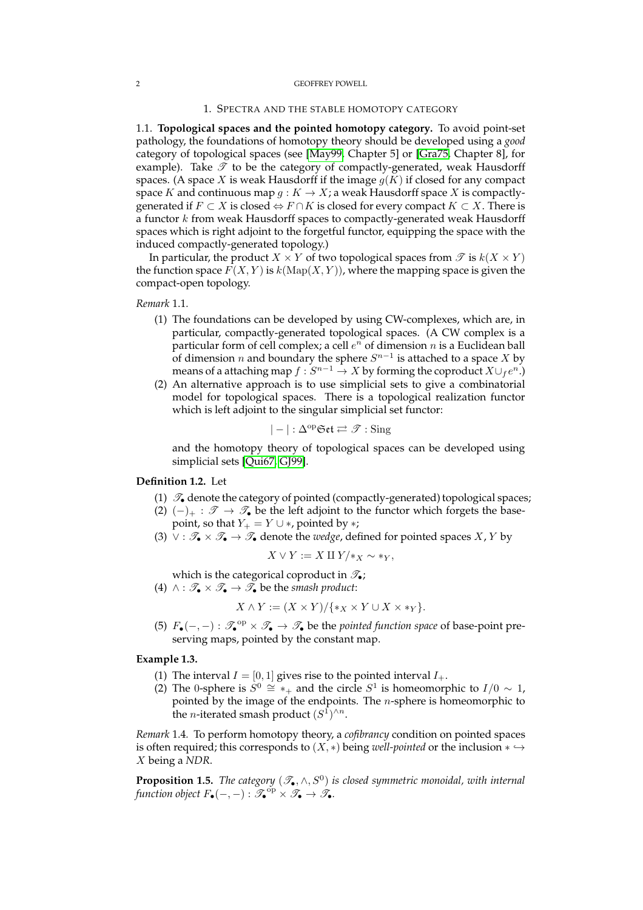## 1. Spectra and the stable homotopy category

**1.1. Topological spaces and the pointed homotopy category.** To avoid point-set pathology, the foundations of homotopy theory should be developed using a *good* category of topological spaces (see [May99, Chapter 5] or [Gra75, Chapter 8], for example). Take $\mathscr{T}$ to be the category of compactly-generated, weak Hausdorff spaces. (A space $X$ is weak Hausdorff if the image $g(K)$ if closed for any compact space $K$ and continuous map $g : K \to X$; a weak Hausdorff space $X$ is compactly-generated if $F \subset X$ is closed $\Leftrightarrow F \cap K$ is closed for every compact $K \subset X$. There is a functor $k$ from weak Hausdorff spaces to compactly-generated weak Hausdorff spaces which is right adjoint to the forgetful functor, equipping the space with the induced compactly-generated topology.)

In particular, the product $X \times Y$ of two topological spaces from $\mathscr{T}$ is $k(X \times Y)$ the function space $F(X, Y)$ is $k(\mathrm{Map}(X, Y))$, where the mapping space is given the compact-open topology.

*Remark* 1.1.

1. The foundations can be developed by using CW-complexes, which are, in particular, compactly-generated topological spaces. (A CW complex is a particular form of cell complex; a cell $e^n$ of dimension $n$ is a Euclidean ball of dimension $n$ and boundary the sphere $S^{n-1}$ is attached to a space $X$ by means of a attaching map $f : S^{n-1} \to X$ by forming the coproduct $X \cup_f e^n$.)
2. An alternative approach is to use simplicial sets to give a combinatorial model for topological spaces. There is a topological realization functor which is left adjoint to the singular simplicial set functor:

$$|-| : \Delta^{\mathrm{op}}\mathfrak{Set} \rightleftarrows \mathscr{T} : \mathrm{Sing}$$

and the homotopy theory of topological spaces can be developed using simplicial sets [Qui67, GJ99].

**Definition 1.2.** Let

1. $\mathscr{T}_\bullet$ denote the category of pointed (compactly-generated) topological spaces;
2. $(-)_+ : \mathscr{T} \to \mathscr{T}_\bullet$ be the left adjoint to the functor which forgets the base-point, so that $Y_+ = Y \cup *$, pointed by $*$;
3. $\vee : \mathscr{T}_\bullet \times \mathscr{T}_\bullet \to \mathscr{T}_\bullet$ denote the *wedge*, defined for pointed spaces $X, Y$ by

$$X \vee Y := X \amalg Y / *_X \sim *_Y,$$

which is the categorical coproduct in $\mathscr{T}_\bullet$;
4. $\wedge : \mathscr{T}_\bullet \times \mathscr{T}_\bullet \to \mathscr{T}_\bullet$ be the *smash product*:

$$X \wedge Y := (X \times Y)/\{*_X \times Y \cup X \times *_Y\}.$$

5. $F_\bullet(-,-) : \mathscr{T}_\bullet^{\mathrm{op}} \times \mathscr{T}_\bullet \to \mathscr{T}_\bullet$ be the *pointed function space* of base-point preserving maps, pointed by the constant map.

**Example 1.3.**

1. The interval $I = [0, 1]$ gives rise to the pointed interval $I_+$.
2. The 0-sphere is $S^0 \cong *_+$ and the circle $S^1$ is homeomorphic to $I/0 \sim 1$, pointed by the image of the endpoints. The $n$-sphere is homeomorphic to the $n$-iterated smash product $(S^1)^{\wedge n}$.

*Remark* 1.4. To perform homotopy theory, a *cofibrancy* condition on pointed spaces is often required; this corresponds to $(X, *)$ being *well-pointed* or the inclusion $* \hookrightarrow X$ being a *NDR*.

**Proposition 1.5.** *The category $(\mathscr{T}_\bullet, \wedge, S^0)$ is closed symmetric monoidal, with internal function object $F_\bullet(-,-) : \mathscr{T}_\bullet^{\mathrm{op}} \times \mathscr{T}_\bullet \to \mathscr{T}_\bullet$.*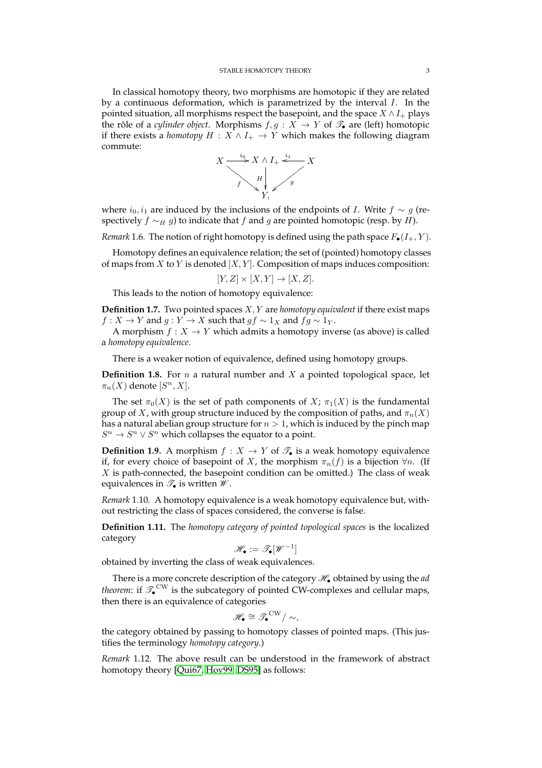In classical homotopy theory, two morphisms are homotopic if they are related by a continuous deformation, which is parametrized by the interval $I$. In the pointed situation, all morphisms respect the basepoint, and the space $X \wedge I_+$ plays the rôle of a *cylinder object*. Morphisms $f, g : X \to Y$ of $\mathscr{T}_\bullet$ are (left) homotopic if there exists a *homotopy* $H : X \wedge I_+ \to Y$ which makes the following diagram commute:

$$
\begin{array}{ccccc}
X & \xrightarrow{i_0} & X \wedge I_+ & \xleftarrow{i_1} & X \\
& \searrow^{f} & \downarrow{H} & \swarrow_{g} & \\
& & Y, & &
\end{array}
$$

where $i_0, i_1$ are induced by the inclusions of the endpoints of $I$. Write $f \sim g$ (respectively $f \sim_H g$) to indicate that $f$ and $g$ are pointed homotopic (resp. by $H$).

*Remark* 1.6. The notion of right homotopy is defined using the path space $F_\bullet(I_+, Y)$.

Homotopy defines an equivalence relation; the set of (pointed) homotopy classes of maps from $X$ to $Y$ is denoted $[X, Y]$. Composition of maps induces composition:

$$[Y, Z] \times [X, Y] \to [X, Z].$$

This leads to the notion of homotopy equivalence:

**Definition 1.7.** Two pointed spaces $X, Y$ are *homotopy equivalent* if there exist maps $f : X \to Y$ and $g : Y \to X$ such that $gf \sim 1_X$ and $fg \sim 1_Y$.

A morphism $f : X \to Y$ which admits a homotopy inverse (as above) is called a *homotopy equivalence*.

There is a weaker notion of equivalence, defined using homotopy groups.

**Definition 1.8.** For $n$ a natural number and $X$ a pointed topological space, let $\pi_n(X)$ denote $[S^n, X]$.

The set $\pi_0(X)$ is the set of path components of $X$; $\pi_1(X)$ is the fundamental group of $X$, with group structure induced by the composition of paths, and $\pi_n(X)$ has a natural abelian group structure for $n > 1$, which is induced by the pinch map $S^n \to S^n \vee S^n$ which collapses the equator to a point.

**Definition 1.9.** A morphism $f : X \to Y$ of $\mathscr{T}_\bullet$ is a weak homotopy equivalence if, for every choice of basepoint of $X$, the morphism $\pi_n(f)$ is a bijection $\forall n$. (If $X$ is path-connected, the basepoint condition can be omitted.) The class of weak equivalences in $\mathscr{T}_\bullet$ is written $\mathscr{W}$.

*Remark* 1.10. A homotopy equivalence is a weak homotopy equivalence but, without restricting the class of spaces considered, the converse is false.

**Definition 1.11.** The *homotopy category of pointed topological spaces* is the localized category

$$\mathscr{H}_\bullet := \mathscr{T}_\bullet[\mathscr{W}^{-1}]$$

obtained by inverting the class of weak equivalences.

There is a more concrete description of the category $\mathscr{H}_\bullet$ obtained by using the *ad theorem*: if $\mathscr{T}_\bullet^{\mathrm{CW}}$ is the subcategory of pointed CW-complexes and cellular maps, then there is an equivalence of categories

$$\mathscr{H}_\bullet \cong \mathscr{T}_\bullet^{\mathrm{CW}} / \sim,$$

the category obtained by passing to homotopy classes of pointed maps. (This justifies the terminology *homotopy category*.)

*Remark* 1.12. The above result can be understood in the framework of abstract homotopy theory [Qui67, Hov99, DS95] as follows: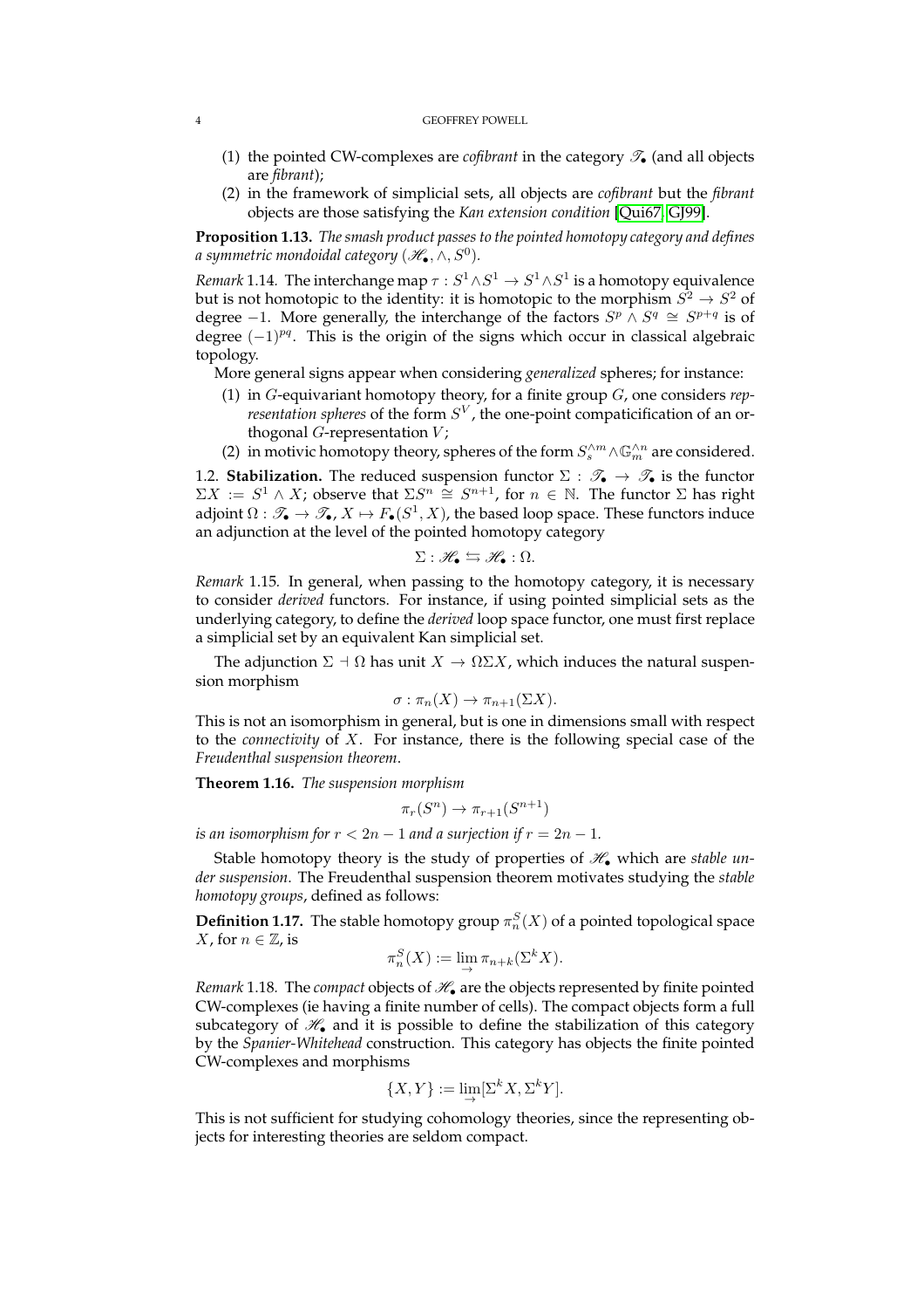(1) the pointed CW-complexes are *cofibrant* in the category $\mathscr{T}_\bullet$ (and all objects are *fibrant*);
(2) in the framework of simplicial sets, all objects are *cofibrant* but the *fibrant* objects are those satisfying the *Kan extension condition* [Qui67, GJ99].

**Proposition 1.13.** *The smash product passes to the pointed homotopy category and defines a symmetric mondoidal category* $(\mathscr{H}_\bullet, \wedge, S^0)$.

*Remark* 1.14. The interchange map $\tau : S^1 \wedge S^1 \to S^1 \wedge S^1$ is a homotopy equivalence but is not homotopic to the identity: it is homotopic to the morphism $S^2 \to S^2$ of degree $-1$. More generally, the interchange of the factors $S^p \wedge S^q \cong S^{p+q}$ is of degree $(-1)^{pq}$. This is the origin of the signs which occur in classical algebraic topology.

More general signs appear when considering *generalized* spheres; for instance:

(1) in $G$-equivariant homotopy theory, for a finite group $G$, one considers *representation spheres* of the form $S^V$, the one-point compaticification of an orthogonal $G$-representation $V$;
(2) in motivic homotopy theory, spheres of the form $S_s^{\wedge m} \wedge \mathbb{G}_m^{\wedge n}$ are considered.

1.2. **Stabilization.** The reduced suspension functor $\Sigma : \mathscr{T}_\bullet \to \mathscr{T}_\bullet$ is the functor $\Sigma X := S^1 \wedge X$; observe that $\Sigma S^n \cong S^{n+1}$, for $n \in \mathbb{N}$. The functor $\Sigma$ has right adjoint $\Omega : \mathscr{T}_\bullet \to \mathscr{T}_\bullet$, $X \mapsto F_\bullet(S^1, X)$, the based loop space. These functors induce an adjunction at the level of the pointed homotopy category

$$\Sigma : \mathscr{H}_\bullet \leftrightarrows \mathscr{H}_\bullet : \Omega.$$

*Remark* 1.15. In general, when passing to the homotopy category, it is necessary to consider *derived* functors. For instance, if using pointed simplicial sets as the underlying category, to define the *derived* loop space functor, one must first replace a simplicial set by an equivalent Kan simplicial set.

The adjunction $\Sigma \dashv \Omega$ has unit $X \to \Omega\Sigma X$, which induces the natural suspension morphism

$$\sigma : \pi_n(X) \to \pi_{n+1}(\Sigma X).$$

This is not an isomorphism in general, but is one in dimensions small with respect to the *connectivity* of $X$. For instance, there is the following special case of the *Freudenthal suspension theorem*.

**Theorem 1.16.** *The suspension morphism*

$$\pi_r(S^n) \to \pi_{r+1}(S^{n+1})$$

*is an isomorphism for* $r < 2n - 1$ *and a surjection if* $r = 2n - 1$.

Stable homotopy theory is the study of properties of $\mathscr{H}_\bullet$ which are *stable under suspension*. The Freudenthal suspension theorem motivates studying the *stable homotopy groups*, defined as follows:

**Definition 1.17.** The stable homotopy group $\pi_n^S(X)$ of a pointed topological space $X$, for $n \in \mathbb{Z}$, is

$$\pi_n^S(X) := \lim_{\rightarrow} \pi_{n+k}(\Sigma^k X).$$

*Remark* 1.18. The *compact* objects of $\mathscr{H}_\bullet$ are the objects represented by finite pointed CW-complexes (ie having a finite number of cells). The compact objects form a full subcategory of $\mathscr{H}_\bullet$ and it is possible to define the stabilization of this category by the *Spanier-Whitehead* construction. This category has objects the finite pointed CW-complexes and morphisms

$$\{X, Y\} := \lim_{\rightarrow} [\Sigma^k X, \Sigma^k Y].$$

This is not sufficient for studying cohomology theories, since the representing objects for interesting theories are seldom compact.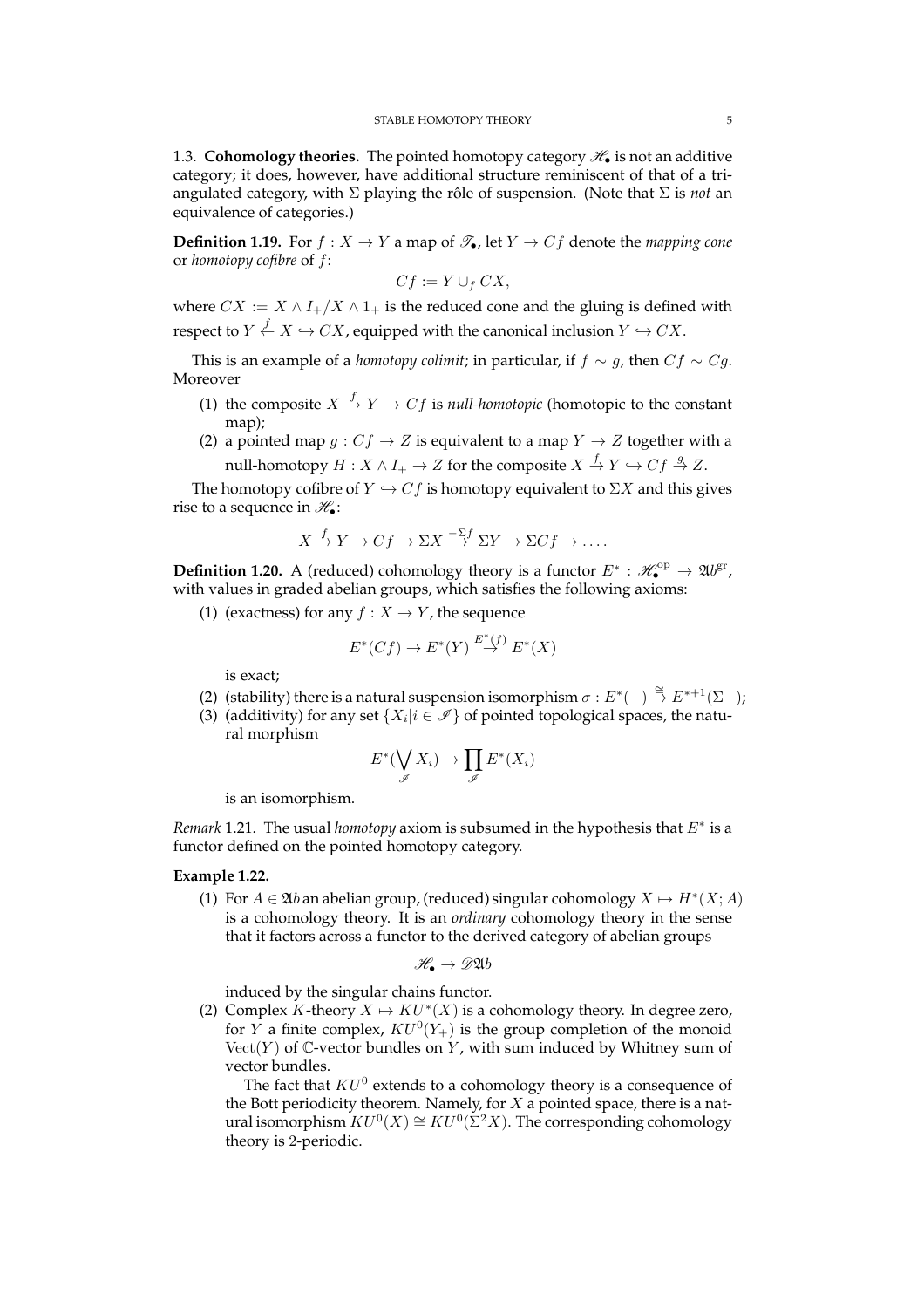1.3. **Cohomology theories.** The pointed homotopy category $\mathscr{H}_\bullet$ is not an additive category; it does, however, have additional structure reminiscent of that of a triangulated category, with $\Sigma$ playing the rôle of suspension. (Note that $\Sigma$ is *not* an equivalence of categories.)

**Definition 1.19.** For $f : X \to Y$ a map of $\mathscr{T}_\bullet$, let $Y \to Cf$ denote the *mapping cone* or *homotopy cofibre* of $f$:

$$Cf := Y \cup_f CX,$$

where $CX := X \wedge I_+/X \wedge 1_+$ is the reduced cone and the gluing is defined with respect to $Y \stackrel{f}{\leftarrow} X \hookrightarrow CX$, equipped with the canonical inclusion $Y \hookrightarrow CX$.

This is an example of a *homotopy colimit*; in particular, if $f \sim g$, then $Cf \sim Cg$. Moreover

1. the composite $X \stackrel{f}{\to} Y \to Cf$ is *null-homotopic* (homotopic to the constant map);
2. a pointed map $g : Cf \to Z$ is equivalent to a map $Y \to Z$ together with a null-homotopy $H : X \wedge I_+ \to Z$ for the composite $X \stackrel{f}{\to} Y \hookrightarrow Cf \stackrel{g}{\to} Z$.

The homotopy cofibre of $Y \hookrightarrow Cf$ is homotopy equivalent to $\Sigma X$ and this gives rise to a sequence in $\mathscr{H}_\bullet$:

$$X \stackrel{f}{\to} Y \to Cf \to \Sigma X \stackrel{-\Sigma f}{\to} \Sigma Y \to \Sigma Cf \to \ldots.$$

**Definition 1.20.** A (reduced) cohomology theory is a functor $E^* : \mathscr{H}_\bullet^{\mathrm{op}} \to \mathfrak{Ab}^{\mathrm{gr}}$, with values in graded abelian groups, which satisfies the following axioms:

1. (exactness) for any $f : X \to Y$, the sequence

$$E^*(Cf) \to E^*(Y) \stackrel{E^*(f)}{\to} E^*(X)$$

   is exact;
2. (stability) there is a natural suspension isomorphism $\sigma : E^*(-) \stackrel{\cong}{\to} E^{*+1}(\Sigma -)$;
3. (additivity) for any set $\{X_i | i \in \mathscr{I}\}$ of pointed topological spaces, the natural morphism

$$E^*(\bigvee_{\mathscr{I}} X_i) \to \prod_{\mathscr{I}} E^*(X_i)$$

   is an isomorphism.

*Remark* 1.21. The usual *homotopy* axiom is subsumed in the hypothesis that $E^*$ is a functor defined on the pointed homotopy category.

**Example 1.22.**

1. For $A \in \mathfrak{Ab}$ an abelian group, (reduced) singular cohomology $X \mapsto H^*(X; A)$ is a cohomology theory. It is an *ordinary* cohomology theory in the sense that it factors across a functor to the derived category of abelian groups

$$\mathscr{H}_\bullet \to \mathscr{D}\mathfrak{Ab}$$

   induced by the singular chains functor.
2. Complex $K$-theory $X \mapsto KU^*(X)$ is a cohomology theory. In degree zero, for $Y$ a finite complex, $KU^0(Y_+)$ is the group completion of the monoid $\mathrm{Vect}(Y)$ of $\mathbb{C}$-vector bundles on $Y$, with sum induced by Whitney sum of vector bundles.

   The fact that $KU^0$ extends to a cohomology theory is a consequence of the Bott periodicity theorem. Namely, for $X$ a pointed space, there is a natural isomorphism $KU^0(X) \cong KU^0(\Sigma^2 X)$. The corresponding cohomology theory is 2-periodic.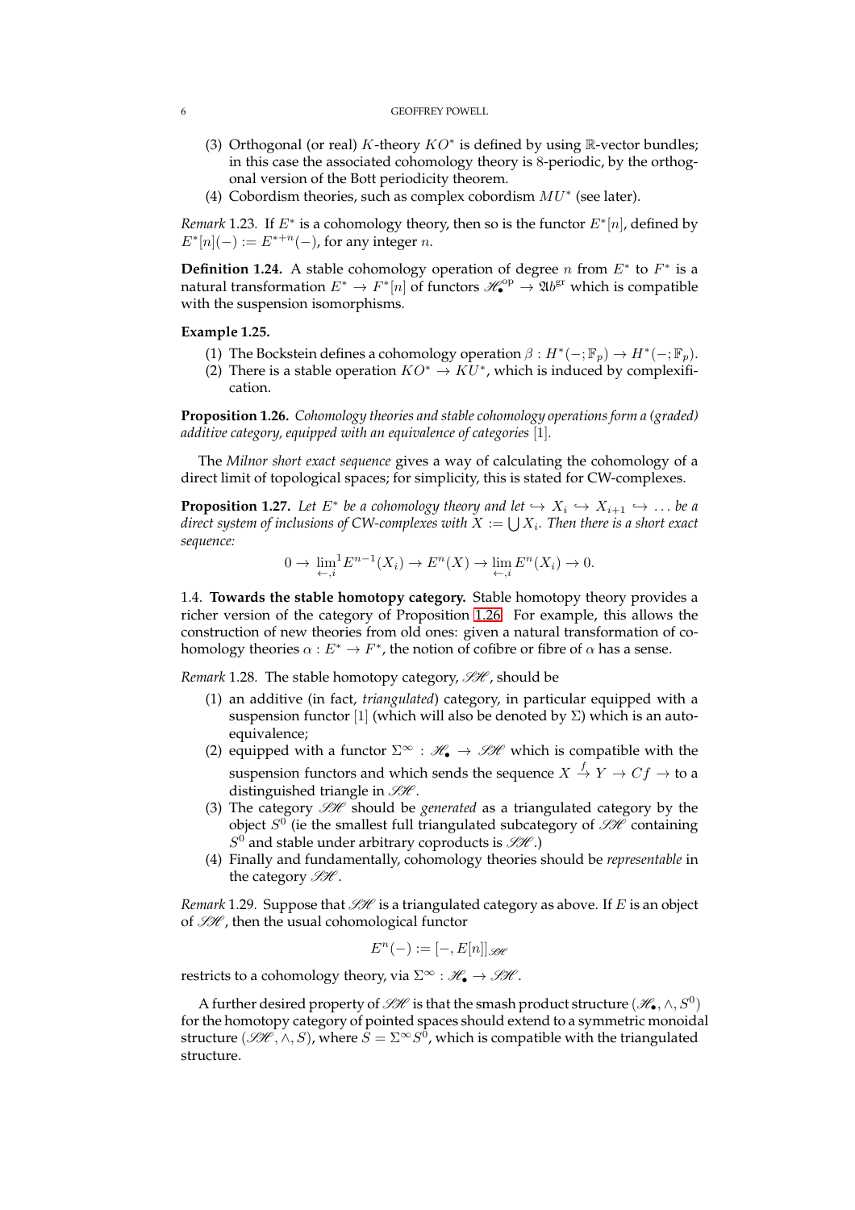(3) Orthogonal (or real) $K$-theory $KO^*$ is defined by using $\mathbb{R}$-vector bundles; in this case the associated cohomology theory is 8-periodic, by the orthogonal version of the Bott periodicity theorem.
(4) Cobordism theories, such as complex cobordism $MU^*$ (see later).

*Remark* 1.23. If $E^*$ is a cohomology theory, then so is the functor $E^*[n]$, defined by $E^*[n](-) := E^{*+n}(-)$, for any integer $n$.

**Definition 1.24.** A stable cohomology operation of degree $n$ from $E^*$ to $F^*$ is a natural transformation $E^* \to F^*[n]$ of functors $\mathscr{H}_\bullet^{\mathrm{op}} \to \mathfrak{Ab}^{\mathrm{gr}}$ which is compatible with the suspension isomorphisms.

**Example 1.25.**

(1) The Bockstein defines a cohomology operation $\beta : H^*(-;\mathbb{F}_p) \to H^*(-;\mathbb{F}_p)$.
(2) There is a stable operation $KO^* \to KU^*$, which is induced by complexification.

**Proposition 1.26.** *Cohomology theories and stable cohomology operations form a (graded) additive category, equipped with an equivalence of categories* [1].

The *Milnor short exact sequence* gives a way of calculating the cohomology of a direct limit of topological spaces; for simplicity, this is stated for CW-complexes.

**Proposition 1.27.** *Let $E^*$ be a cohomology theory and let $\hookrightarrow X_i \hookrightarrow X_{i+1} \hookrightarrow \ldots$ be a direct system of inclusions of CW-complexes with $X := \bigcup X_i$. Then there is a short exact sequence:*

$$0 \to \lim_{\leftarrow, i}{}^1 E^{n-1}(X_i) \to E^n(X) \to \lim_{\leftarrow, i} E^n(X_i) \to 0.$$

1.4. **Towards the stable homotopy category.** Stable homotopy theory provides a richer version of the category of Proposition 1.26. For example, this allows the construction of new theories from old ones: given a natural transformation of cohomology theories $\alpha : E^* \to F^*$, the notion of cofibre or fibre of $\alpha$ has a sense.

*Remark* 1.28. The stable homotopy category, $\mathscr{SH}$, should be

(1) an additive (in fact, *triangulated*) category, in particular equipped with a suspension functor [1] (which will also be denoted by $\Sigma$) which is an autoequivalence;
(2) equipped with a functor $\Sigma^\infty : \mathscr{H}_\bullet \to \mathscr{SH}$ which is compatible with the suspension functors and which sends the sequence $X \xrightarrow{f} Y \to Cf \to$ to a distinguished triangle in $\mathscr{SH}$.
(3) The category $\mathscr{SH}$ should be *generated* as a triangulated category by the object $S^0$ (ie the smallest full triangulated subcategory of $\mathscr{SH}$ containing $S^0$ and stable under arbitrary coproducts is $\mathscr{SH}$.)
(4) Finally and fundamentally, cohomology theories should be *representable* in the category $\mathscr{SH}$.

*Remark* 1.29. Suppose that $\mathscr{SH}$ is a triangulated category as above. If $E$ is an object of $\mathscr{SH}$, then the usual cohomological functor

$$E^n(-) := [-, E[n]]_{\mathscr{SH}}$$

restricts to a cohomology theory, via $\Sigma^\infty : \mathscr{H}_\bullet \to \mathscr{SH}$.

A further desired property of $\mathscr{SH}$ is that the smash product structure $(\mathscr{H}_\bullet, \wedge, S^0)$ for the homotopy category of pointed spaces should extend to a symmetric monoidal structure $(\mathscr{SH}, \wedge, S)$, where $S = \Sigma^\infty S^0$, which is compatible with the triangulated structure.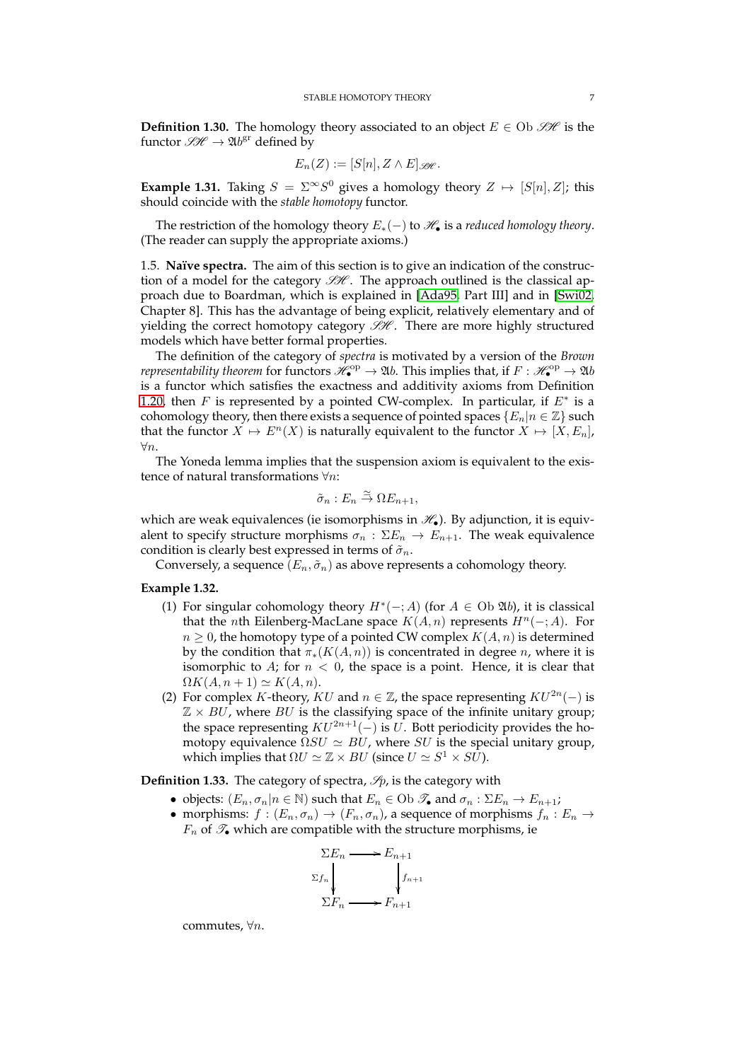**Definition 1.30.** The homology theory associated to an object $E \in \mathrm{Ob}\, \mathscr{SH}$ is the functor $\mathscr{SH} \to \mathfrak{Ab}^{\mathrm{gr}}$ defined by

$$E_n(Z) := [S[n], Z \wedge E]_{\mathscr{SH}}.$$

**Example 1.31.** Taking $S = \Sigma^\infty S^0$ gives a homology theory $Z \mapsto [S[n], Z]$; this should coincide with the *stable homotopy* functor.

The restriction of the homology theory $E_*(-)$ to $\mathscr{H}_\bullet$ is a *reduced homology theory*. (The reader can supply the appropriate axioms.)

1.5. **Naïve spectra.** The aim of this section is to give an indication of the construction of a model for the category $\mathscr{SH}$. The approach outlined is the classical approach due to Boardman, which is explained in [Ada95, Part III] and in [Swi02, Chapter 8]. This has the advantage of being explicit, relatively elementary and of yielding the correct homotopy category $\mathscr{SH}$. There are more highly structured models which have better formal properties.

The definition of the category of *spectra* is motivated by a version of the *Brown representability theorem* for functors $\mathscr{H}_\bullet^{\mathrm{op}} \to \mathfrak{Ab}$. This implies that, if $F : \mathscr{H}_\bullet^{\mathrm{op}} \to \mathfrak{Ab}$ is a functor which satisfies the exactness and additivity axioms from Definition 1.20, then $F$ is represented by a pointed CW-complex. In particular, if $E^*$ is a cohomology theory, then there exists a sequence of pointed spaces $\{E_n | n \in \mathbb{Z}\}$ such that the functor $X \mapsto E^n(X)$ is naturally equivalent to the functor $X \mapsto [X, E_n]$, $\forall n$.

The Yoneda lemma implies that the suspension axiom is equivalent to the existence of natural transformations $\forall n$:

$$\tilde{\sigma}_n : E_n \overset{\simeq}{\to} \Omega E_{n+1},$$

which are weak equivalences (ie isomorphisms in $\mathscr{H}_\bullet$). By adjunction, it is equivalent to specify structure morphisms $\sigma_n : \Sigma E_n \to E_{n+1}$. The weak equivalence condition is clearly best expressed in terms of $\tilde{\sigma}_n$.

Conversely, a sequence $(E_n, \tilde{\sigma}_n)$ as above represents a cohomology theory.

**Example 1.32.**

1. For singular cohomology theory $H^*(-; A)$ (for $A \in \mathrm{Ob}\, \mathfrak{Ab}$), it is classical that the $n$th Eilenberg-MacLane space $K(A, n)$ represents $H^n(-; A)$. For $n \geq 0$, the homotopy type of a pointed CW complex $K(A, n)$ is determined by the condition that $\pi_*(K(A, n))$ is concentrated in degree $n$, where it is isomorphic to $A$; for $n < 0$, the space is a point. Hence, it is clear that $\Omega K(A, n+1) \simeq K(A, n)$.
2. For complex $K$-theory, $KU$ and $n \in \mathbb{Z}$, the space representing $KU^{2n}(-)$ is $\mathbb{Z} \times BU$, where $BU$ is the classifying space of the infinite unitary group; the space representing $KU^{2n+1}(-)$ is $U$. Bott periodicity provides the homotopy equivalence $\Omega SU \simeq BU$, where $SU$ is the special unitary group, which implies that $\Omega U \simeq \mathbb{Z} \times BU$ (since $U \simeq S^1 \times SU$).

**Definition 1.33.** The category of spectra, $\mathscr{Sp}$, is the category with

- objects: $(E_n, \sigma_n | n \in \mathbb{N})$ such that $E_n \in \mathrm{Ob}\, \mathscr{T}_\bullet$ and $\sigma_n : \Sigma E_n \to E_{n+1}$;
- morphisms: $f : (E_n, \sigma_n) \to (F_n, \sigma_n)$, a sequence of morphisms $f_n : E_n \to F_n$ of $\mathscr{T}_\bullet$ which are compatible with the structure morphisms, ie

$$\begin{array}{ccc} \Sigma E_n & \longrightarrow & E_{n+1} \\ {\scriptstyle \Sigma f_n}\downarrow & & \downarrow{\scriptstyle f_{n+1}} \\ \Sigma F_n & \longrightarrow & F_{n+1} \end{array}$$

commutes, $\forall n$.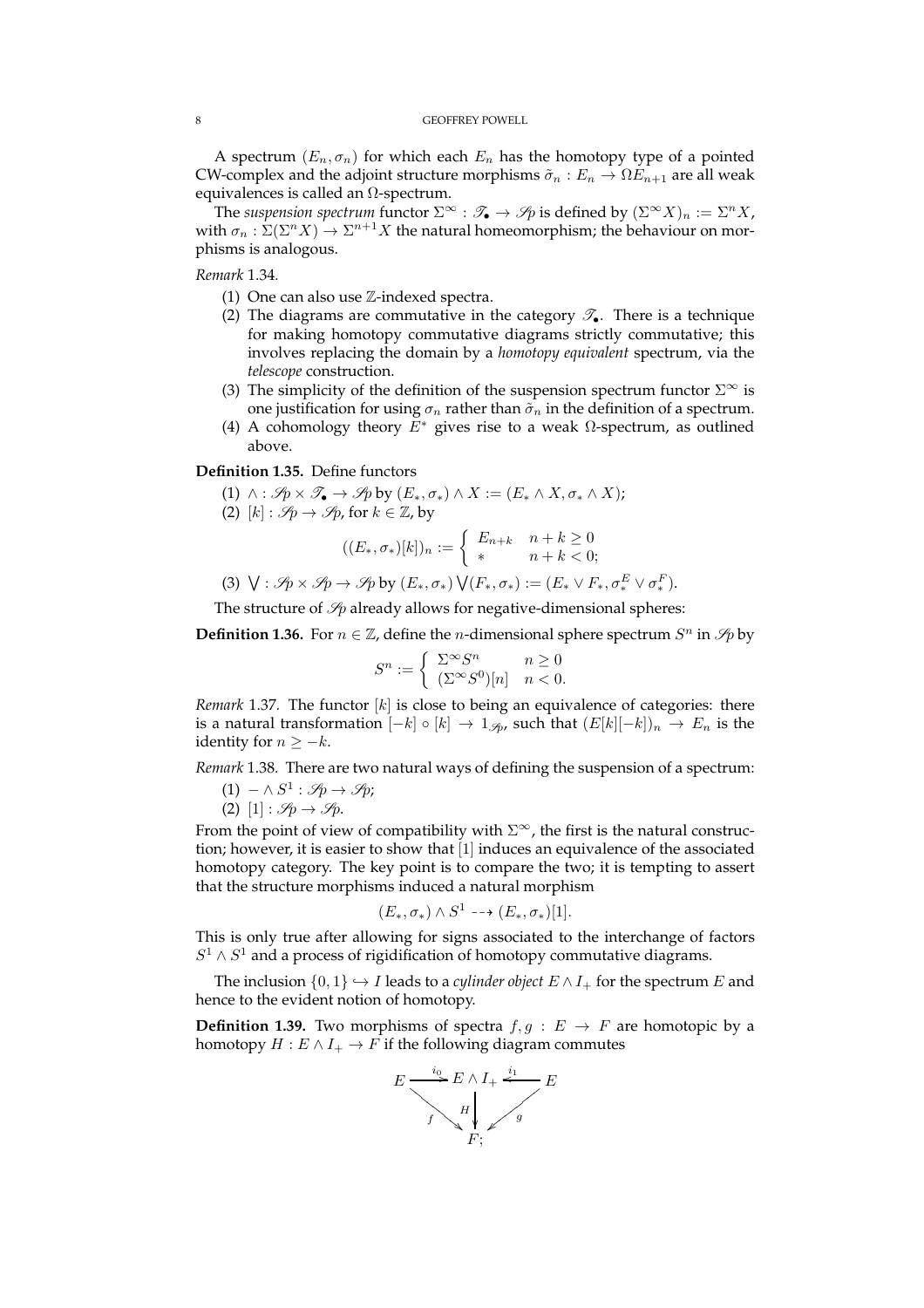A spectrum $(E_n, \sigma_n)$ for which each $E_n$ has the homotopy type of a pointed CW-complex and the adjoint structure morphisms $\tilde{\sigma}_n : E_n \to \Omega E_{n+1}$ are all weak equivalences is called an $\Omega$-spectrum.

The *suspension spectrum* functor $\Sigma^\infty : \mathscr{T}_\bullet \to \mathscr{Sp}$ is defined by $(\Sigma^\infty X)_n := \Sigma^n X$, with $\sigma_n : \Sigma(\Sigma^n X) \to \Sigma^{n+1} X$ the natural homeomorphism; the behaviour on morphisms is analogous.

*Remark* 1.34.

1. One can also use $\mathbb{Z}$-indexed spectra.
2. The diagrams are commutative in the category $\mathscr{T}_\bullet$. There is a technique for making homotopy commutative diagrams strictly commutative; this involves replacing the domain by a *homotopy equivalent* spectrum, via the *telescope* construction.
3. The simplicity of the definition of the suspension spectrum functor $\Sigma^\infty$ is one justification for using $\sigma_n$ rather than $\tilde{\sigma}_n$ in the definition of a spectrum.
4. A cohomology theory $E^*$ gives rise to a weak $\Omega$-spectrum, as outlined above.

**Definition 1.35.** Define functors

1. $\wedge : \mathscr{Sp} \times \mathscr{T}_\bullet \to \mathscr{Sp}$ by $(E_*, \sigma_*) \wedge X := (E_* \wedge X, \sigma_* \wedge X)$;
2. $[k] : \mathscr{Sp} \to \mathscr{Sp}$, for $k \in \mathbb{Z}$, by
$$((E_*, \sigma_*)[k])_n := \begin{cases} E_{n+k} & n+k \geq 0 \\ * & n+k < 0; \end{cases}$$
3. $\bigvee : \mathscr{Sp} \times \mathscr{Sp} \to \mathscr{Sp}$ by $(E_*, \sigma_*) \bigvee (F_*, \sigma_*) := (E_* \vee F_*, \sigma_*^E \vee \sigma_*^F)$.

The structure of $\mathscr{Sp}$ already allows for negative-dimensional spheres:

**Definition 1.36.** For $n \in \mathbb{Z}$, define the $n$-dimensional sphere spectrum $S^n$ in $\mathscr{Sp}$ by

$$S^n := \begin{cases} \Sigma^\infty S^n & n \geq 0 \\ (\Sigma^\infty S^0)[n] & n < 0. \end{cases}$$

*Remark* 1.37. The functor $[k]$ is close to being an equivalence of categories: there is a natural transformation $[-k] \circ [k] \to 1_{\mathscr{Sp}}$, such that $(E[k][-k])_n \to E_n$ is the identity for $n \geq -k$.

*Remark* 1.38. There are two natural ways of defining the suspension of a spectrum:

1. $- \wedge S^1 : \mathscr{Sp} \to \mathscr{Sp}$;
2. $[1] : \mathscr{Sp} \to \mathscr{Sp}$.

From the point of view of compatibility with $\Sigma^\infty$, the first is the natural construction; however, it is easier to show that $[1]$ induces an equivalence of the associated homotopy category. The key point is to compare the two; it is tempting to assert that the structure morphisms induced a natural morphism

$$(E_*, \sigma_*) \wedge S^1 \dashrightarrow (E_*, \sigma_*)[1].$$

This is only true after allowing for signs associated to the interchange of factors $S^1 \wedge S^1$ and a process of rigidification of homotopy commutative diagrams.

The inclusion $\{0, 1\} \hookrightarrow I$ leads to a *cylinder object* $E \wedge I_+$ for the spectrum $E$ and hence to the evident notion of homotopy.

**Definition 1.39.** Two morphisms of spectra $f, g : E \to F$ are homotopic by a homotopy $H : E \wedge I_+ \to F$ if the following diagram commutes

$$\begin{array}{ccccc} E & \xrightarrow{i_0} & E \wedge I_+ & \xleftarrow{i_1} & E \\ & {\scriptstyle f}\searrow & \downarrow{\scriptstyle H} & \swarrow{\scriptstyle g} & \\ & & F; & & \end{array}$$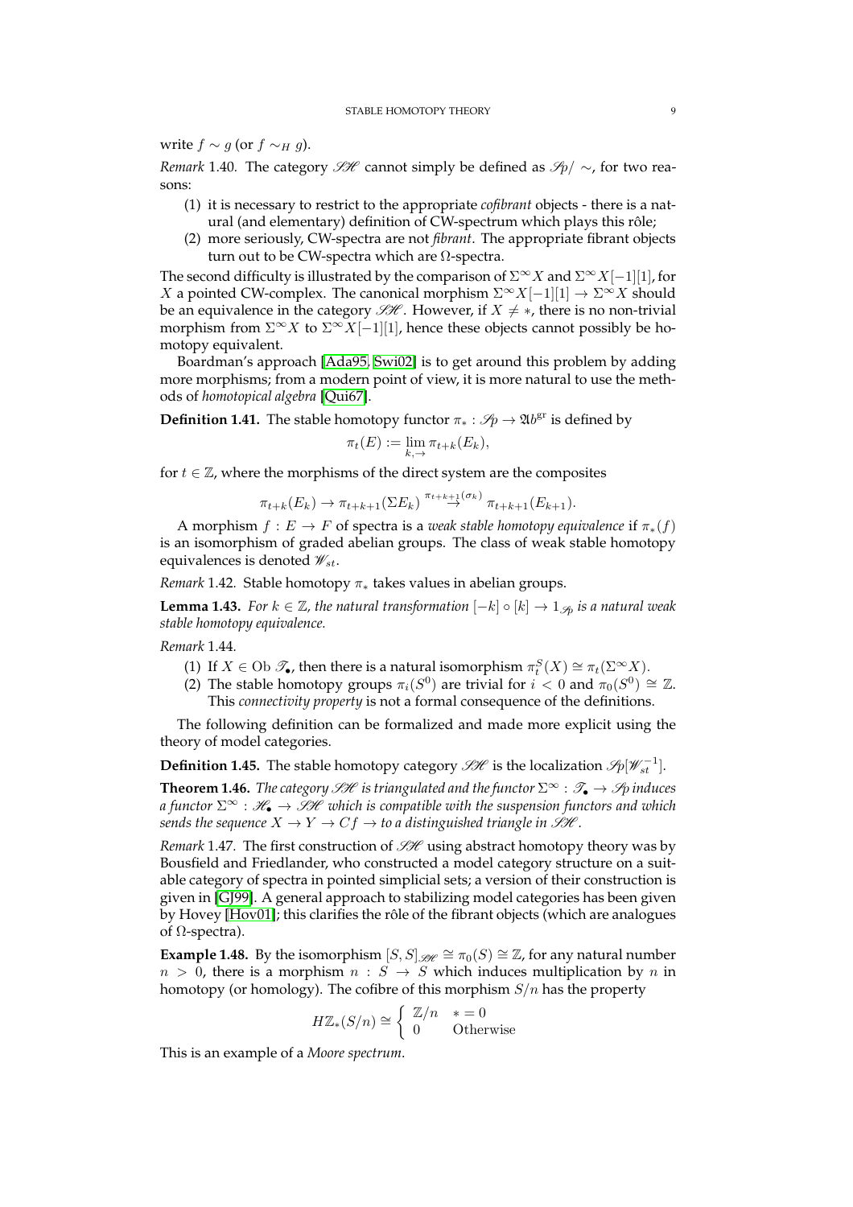write $f \sim g$ (or $f \sim_H g$).

*Remark* 1.40. The category $\mathscr{SH}$ cannot simply be defined as $\mathscr{Sp}/\sim$, for two reasons:

1. it is necessary to restrict to the appropriate *cofibrant* objects - there is a natural (and elementary) definition of CW-spectrum which plays this rôle;
2. more seriously, CW-spectra are not *fibrant*. The appropriate fibrant objects turn out to be CW-spectra which are $\Omega$-spectra.

The second difficulty is illustrated by the comparison of $\Sigma^\infty X$ and $\Sigma^\infty X[-1][1]$, for $X$ a pointed CW-complex. The canonical morphism $\Sigma^\infty X[-1][1] \to \Sigma^\infty X$ should be an equivalence in the category $\mathscr{SH}$. However, if $X \neq *$, there is no non-trivial morphism from $\Sigma^\infty X$ to $\Sigma^\infty X[-1][1]$, hence these objects cannot possibly be homotopy equivalent.

Boardman's approach [Ada95, Swi02] is to get around this problem by adding more morphisms; from a modern point of view, it is more natural to use the methods of *homotopical algebra* [Qui67].

**Definition 1.41.** The stable homotopy functor $\pi_* : \mathscr{Sp} \to \mathfrak{Ab}^{\mathrm{gr}}$ is defined by

$$\pi_t(E) := \lim_{k,\rightarrow} \pi_{t+k}(E_k),$$

for $t \in \mathbb{Z}$, where the morphisms of the direct system are the composites

$$\pi_{t+k}(E_k) \to \pi_{t+k+1}(\Sigma E_k) \overset{\pi_{t+k+1}(\sigma_k)}{\rightarrow} \pi_{t+k+1}(E_{k+1}).$$

A morphism $f : E \to F$ of spectra is a *weak stable homotopy equivalence* if $\pi_*(f)$ is an isomorphism of graded abelian groups. The class of weak stable homotopy equivalences is denoted $\mathscr{W}_{st}$.

*Remark* 1.42. Stable homotopy $\pi_*$ takes values in abelian groups.

**Lemma 1.43.** *For $k \in \mathbb{Z}$, the natural transformation $[-k] \circ [k] \to 1_{\mathscr{Sp}}$ is a natural weak stable homotopy equivalence.*

*Remark* 1.44.

1. If $X \in \mathrm{Ob}\ \mathscr{T}_\bullet$, then there is a natural isomorphism $\pi_t^S(X) \cong \pi_t(\Sigma^\infty X)$.
2. The stable homotopy groups $\pi_i(S^0)$ are trivial for $i < 0$ and $\pi_0(S^0) \cong \mathbb{Z}$. This *connectivity property* is not a formal consequence of the definitions.

The following definition can be formalized and made more explicit using the theory of model categories.

**Definition 1.45.** The stable homotopy category $\mathscr{SH}$ is the localization $\mathscr{Sp}[\mathscr{W}_{st}^{-1}]$.

**Theorem 1.46.** *The category $\mathscr{SH}$ is triangulated and the functor $\Sigma^\infty : \mathscr{T}_\bullet \to \mathscr{Sp}$ induces a functor $\Sigma^\infty : \mathscr{H}_\bullet \to \mathscr{SH}$ which is compatible with the suspension functors and which sends the sequence $X \to Y \to Cf \to$ to a distinguished triangle in $\mathscr{SH}$.*

*Remark* 1.47. The first construction of $\mathscr{SH}$ using abstract homotopy theory was by Bousfield and Friedlander, who constructed a model category structure on a suitable category of spectra in pointed simplicial sets; a version of their construction is given in [GJ99]. A general approach to stabilizing model categories has been given by Hovey [Hov01]; this clarifies the rôle of the fibrant objects (which are analogues of $\Omega$-spectra).

**Example 1.48.** By the isomorphism $[S, S]_{\mathscr{SH}} \cong \pi_0(S) \cong \mathbb{Z}$, for any natural number $n > 0$, there is a morphism $n : S \to S$ which induces multiplication by $n$ in homotopy (or homology). The cofibre of this morphism $S/n$ has the property

$$H\mathbb{Z}_*(S/n) \cong \begin{cases} \mathbb{Z}/n & * = 0 \\ 0 & \text{Otherwise} \end{cases}$$

This is an example of a *Moore spectrum*.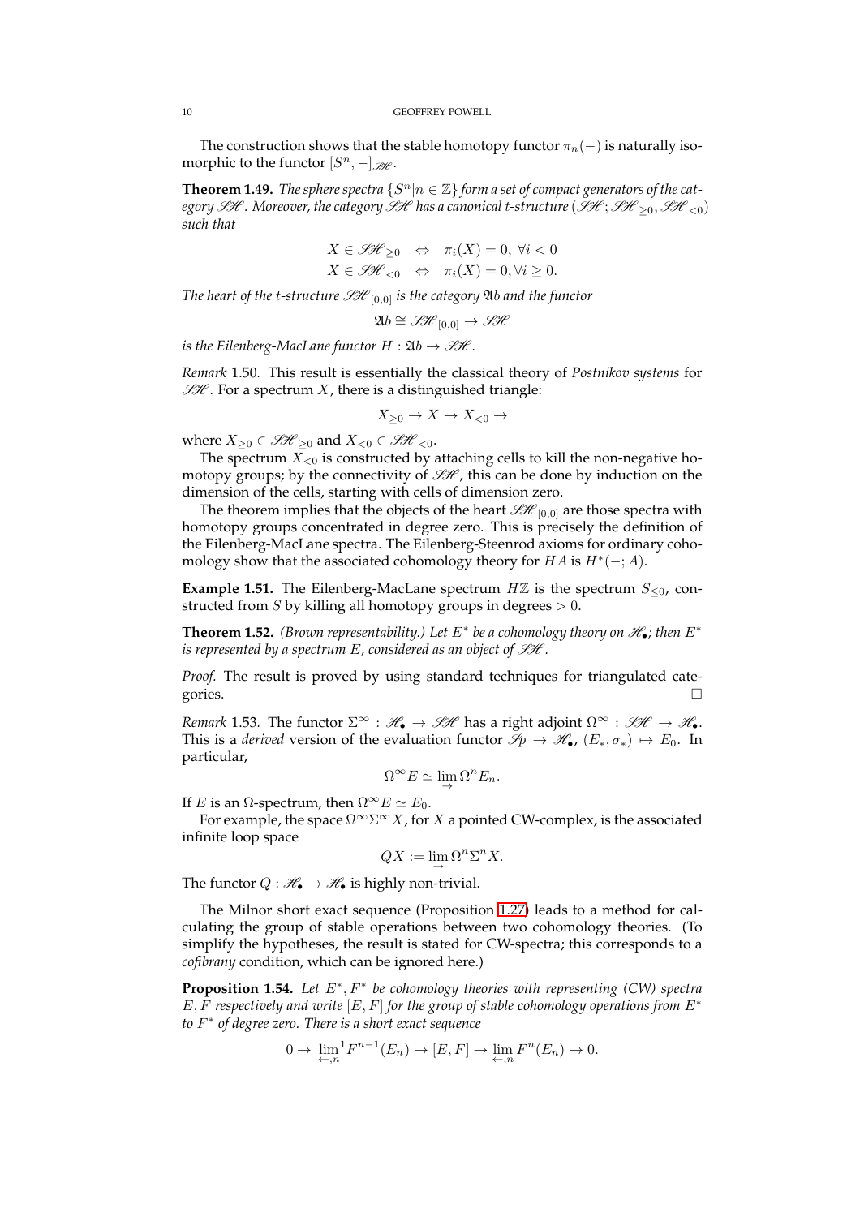The construction shows that the stable homotopy functor $\pi_n(-)$ is naturally isomorphic to the functor $[S^n, -]_{\mathscr{SH}}$.

**Theorem 1.49.** *The sphere spectra $\{S^n | n \in \mathbb{Z}\}$ form a set of compact generators of the category $\mathscr{SH}$. Moreover, the category $\mathscr{SH}$ has a canonical t-structure $(\mathscr{SH}; \mathscr{SH}_{\geq 0}, \mathscr{SH}_{<0})$ such that*

$$X \in \mathscr{SH}_{\geq 0} \quad \Leftrightarrow \quad \pi_i(X) = 0, \ \forall i < 0$$
$$X \in \mathscr{SH}_{<0} \quad \Leftrightarrow \quad \pi_i(X) = 0, \forall i \geq 0.$$

*The heart of the t-structure $\mathscr{SH}_{[0,0]}$ is the category $\mathfrak{Ab}$ and the functor*

$$\mathfrak{Ab} \cong \mathscr{SH}_{[0,0]} \to \mathscr{SH}$$

*is the Eilenberg-MacLane functor $H : \mathfrak{Ab} \to \mathscr{SH}$.*

*Remark* 1.50. This result is essentially the classical theory of *Postnikov systems* for $\mathscr{SH}$. For a spectrum $X$, there is a distinguished triangle:

$$X_{\geq 0} \to X \to X_{<0} \to$$

where $X_{\geq 0} \in \mathscr{SH}_{\geq 0}$ and $X_{<0} \in \mathscr{SH}_{<0}$.

The spectrum $X_{<0}$ is constructed by attaching cells to kill the non-negative homotopy groups; by the connectivity of $\mathscr{SH}$, this can be done by induction on the dimension of the cells, starting with cells of dimension zero.

The theorem implies that the objects of the heart $\mathscr{SH}_{[0,0]}$ are those spectra with homotopy groups concentrated in degree zero. This is precisely the definition of the Eilenberg-MacLane spectra. The Eilenberg-Steenrod axioms for ordinary cohomology show that the associated cohomology theory for $HA$ is $H^*(-; A)$.

**Example 1.51.** The Eilenberg-MacLane spectrum $H\mathbb{Z}$ is the spectrum $S_{\leq 0}$, constructed from $S$ by killing all homotopy groups in degrees $> 0$.

**Theorem 1.52.** *(Brown representability.) Let $E^*$ be a cohomology theory on $\mathscr{H}_\bullet$; then $E^*$ is represented by a spectrum $E$, considered as an object of $\mathscr{SH}$.*

*Proof.* The result is proved by using standard techniques for triangulated categories. □

*Remark* 1.53. The functor $\Sigma^\infty : \mathscr{H}_\bullet \to \mathscr{SH}$ has a right adjoint $\Omega^\infty : \mathscr{SH} \to \mathscr{H}_\bullet$. This is a *derived* version of the evaluation functor $\mathscr{Sp} \to \mathscr{H}_\bullet$, $(E_*, \sigma_*) \mapsto E_0$. In particular,

$$\Omega^\infty E \simeq \lim_{\rightarrow} \Omega^n E_n.$$

If $E$ is an $\Omega$-spectrum, then $\Omega^\infty E \simeq E_0$.

For example, the space $\Omega^\infty \Sigma^\infty X$, for $X$ a pointed CW-complex, is the associated infinite loop space

$$QX := \lim_{\rightarrow} \Omega^n \Sigma^n X.$$

The functor $Q : \mathscr{H}_\bullet \to \mathscr{H}_\bullet$ is highly non-trivial.

The Milnor short exact sequence (Proposition 1.27) leads to a method for calculating the group of stable operations between two cohomology theories. (To simplify the hypotheses, the result is stated for CW-spectra; this corresponds to a *cofibrany* condition, which can be ignored here.)

**Proposition 1.54.** *Let $E^*, F^*$ be cohomology theories with representing (CW) spectra $E, F$ respectively and write $[E, F]$ for the group of stable cohomology operations from $E^*$ to $F^*$ of degree zero. There is a short exact sequence*

$$0 \to \lim_{\leftarrow, n}{}^1 F^{n-1}(E_n) \to [E, F] \to \lim_{\leftarrow, n} F^n(E_n) \to 0.$$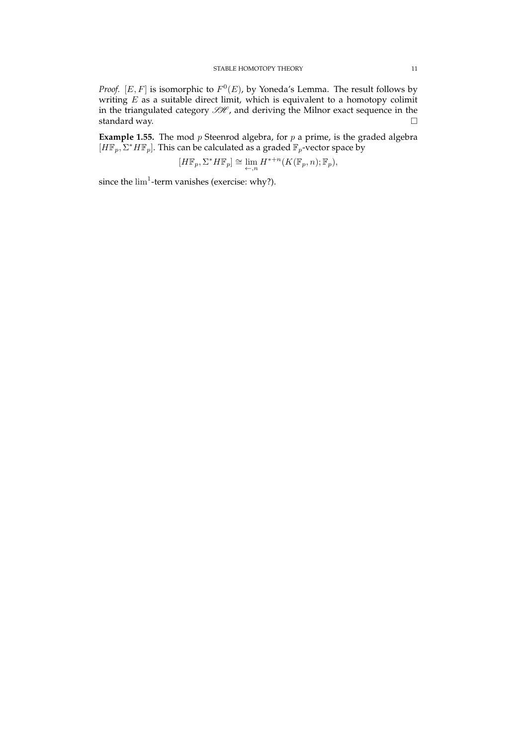*Proof.* $[E, F]$ is isomorphic to $F^0(E)$, by Yoneda's Lemma. The result follows by writing $E$ as a suitable direct limit, which is equivalent to a homotopy colimit in the triangulated category $\mathscr{SH}$, and deriving the Milnor exact sequence in the standard way. $\square$

**Example 1.55.** The mod $p$ Steenrod algebra, for $p$ a prime, is the graded algebra $[H\mathbb{F}_p, \Sigma^* H\mathbb{F}_p]$. This can be calculated as a graded $\mathbb{F}_p$-vector space by

$$[H\mathbb{F}_p, \Sigma^* H\mathbb{F}_p] \cong \lim_{\leftarrow, n} H^{*+n}(K(\mathbb{F}_p, n); \mathbb{F}_p),$$

since the $\lim^1$-term vanishes (exercise: why?).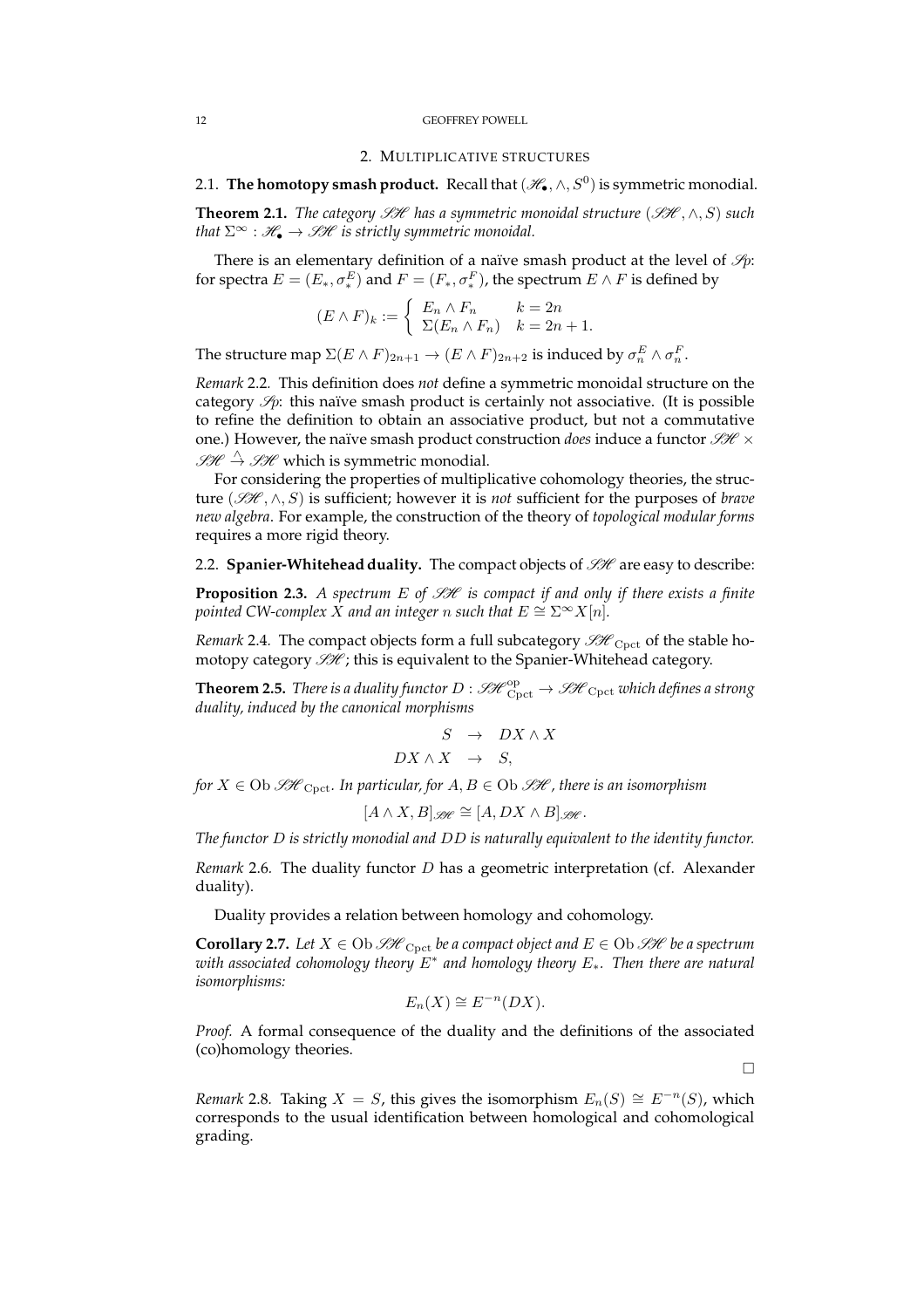## 2. Multiplicative structures

### 2.1. The homotopy smash product.

Recall that $(\mathscr{H}_\bullet, \wedge, S^0)$ is symmetric monodial.

**Theorem 2.1.** *The category $\mathscr{SH}$ has a symmetric monoidal structure $(\mathscr{SH}, \wedge, S)$ such that $\Sigma^\infty : \mathscr{H}_\bullet \to \mathscr{SH}$ is strictly symmetric monoidal.*

There is an elementary definition of a naïve smash product at the level of $\mathscr{Sp}$: for spectra $E = (E_*, \sigma_*^E)$ and $F = (F_*, \sigma_*^F)$, the spectrum $E \wedge F$ is defined by

$$(E \wedge F)_k := \begin{cases} E_n \wedge F_n & k = 2n \\ \Sigma(E_n \wedge F_n) & k = 2n+1. \end{cases}$$

The structure map $\Sigma(E \wedge F)_{2n+1} \to (E \wedge F)_{2n+2}$ is induced by $\sigma_n^E \wedge \sigma_n^F$.

*Remark* 2.2. This definition does *not* define a symmetric monoidal structure on the category $\mathscr{Sp}$: this naïve smash product is certainly not associative. (It is possible to refine the definition to obtain an associative product, but not a commutative one.) However, the naïve smash product construction *does* induce a functor $\mathscr{SH} \times \mathscr{SH} \stackrel{\wedge}{\to} \mathscr{SH}$ which is symmetric monodial.

For considering the properties of multiplicative cohomology theories, the structure $(\mathscr{SH}, \wedge, S)$ is sufficient; however it is *not* sufficient for the purposes of *brave new algebra*. For example, the construction of the theory of *topological modular forms* requires a more rigid theory.

### 2.2. Spanier-Whitehead duality.

The compact objects of $\mathscr{SH}$ are easy to describe:

**Proposition 2.3.** *A spectrum $E$ of $\mathscr{SH}$ is compact if and only if there exists a finite pointed CW-complex $X$ and an integer $n$ such that $E \cong \Sigma^\infty X[n]$.*

*Remark* 2.4. The compact objects form a full subcategory $\mathscr{SH}_{\mathrm{Cpct}}$ of the stable homotopy category $\mathscr{SH}$; this is equivalent to the Spanier-Whitehead category.

**Theorem 2.5.** *There is a duality functor $D : \mathscr{SH}_{\mathrm{Cpct}}^{\mathrm{op}} \to \mathscr{SH}_{\mathrm{Cpct}}$ which defines a strong duality, induced by the canonical morphisms*

$$\begin{aligned} S &\to DX \wedge X \\ DX \wedge X &\to S, \end{aligned}$$

*for $X \in \mathrm{Ob}\, \mathscr{SH}_{\mathrm{Cpct}}$. In particular, for $A, B \in \mathrm{Ob}\, \mathscr{SH}$, there is an isomorphism*

$$[A \wedge X, B]_{\mathscr{SH}} \cong [A, DX \wedge B]_{\mathscr{SH}}.$$

*The functor $D$ is strictly monodial and $DD$ is naturally equivalent to the identity functor.*

*Remark* 2.6. The duality functor $D$ has a geometric interpretation (cf. Alexander duality).

Duality provides a relation between homology and cohomology.

**Corollary 2.7.** *Let $X \in \mathrm{Ob}\, \mathscr{SH}_{\mathrm{Cpct}}$ be a compact object and $E \in \mathrm{Ob}\, \mathscr{SH}$ be a spectrum with associated cohomology theory $E^*$ and homology theory $E_*$. Then there are natural isomorphisms:*

$$E_n(X) \cong E^{-n}(DX).$$

*Proof.* A formal consequence of the duality and the definitions of the associated (co)homology theories. □

*Remark* 2.8. Taking $X = S$, this gives the isomorphism $E_n(S) \cong E^{-n}(S)$, which corresponds to the usual identification between homological and cohomological grading.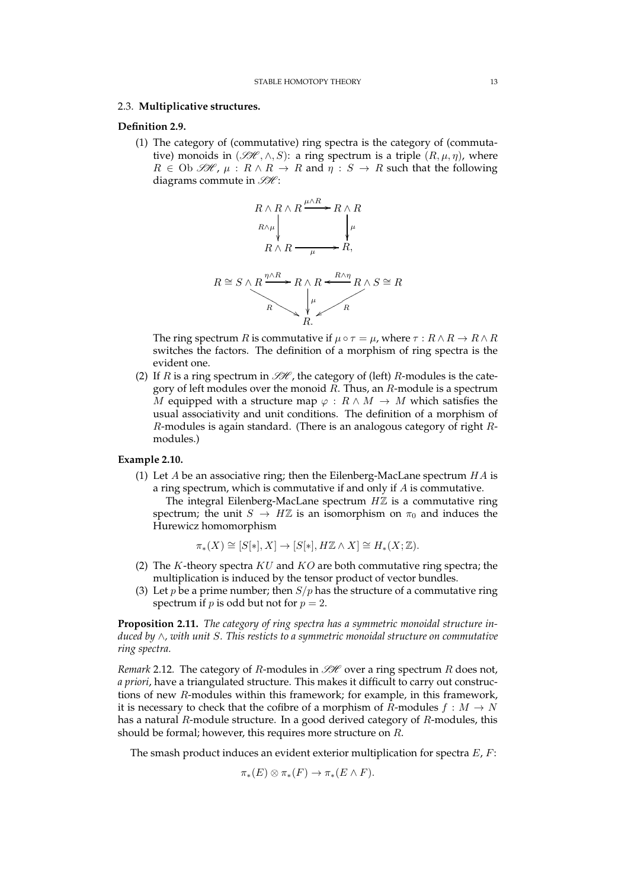### 2.3. **Multiplicative structures.**

**Definition 2.9.**

(1) The category of (commutative) ring spectra is the category of (commutative) monoids in $(\mathscr{SH}, \wedge, S)$: a ring spectrum is a triple $(R, \mu, \eta)$, where $R \in \mathrm{Ob}\, \mathscr{SH}$, $\mu : R \wedge R \to R$ and $\eta : S \to R$ such that the following diagrams commute in $\mathscr{SH}$:

$$\begin{array}{ccc} R \wedge R \wedge R & \xrightarrow{\mu \wedge R} & R \wedge R \\ {\scriptstyle R\wedge\mu}\downarrow & & \downarrow{\scriptstyle \mu} \\ R \wedge R & \xrightarrow[\mu]{} & R, \end{array}$$

$$\begin{array}{ccccc} R \cong S \wedge R & \xrightarrow{\eta \wedge R} & R \wedge R & \xleftarrow{R \wedge \eta} & R \wedge S \cong R \\ & {\scriptstyle R}\searrow & \downarrow{\scriptstyle \mu} & \swarrow{\scriptstyle R} & \\ & & R. & & \end{array}$$

The ring spectrum $R$ is commutative if $\mu \circ \tau = \mu$, where $\tau : R \wedge R \to R \wedge R$ switches the factors. The definition of a morphism of ring spectra is the evident one.

(2) If $R$ is a ring spectrum in $\mathscr{SH}$, the category of (left) $R$-modules is the category of left modules over the monoid $R$. Thus, an $R$-module is a spectrum $M$ equipped with a structure map $\varphi : R \wedge M \to M$ which satisfies the usual associativity and unit conditions. The definition of a morphism of $R$-modules is again standard. (There is an analogous category of right $R$-modules.)

**Example 2.10.**

(1) Let $A$ be an associative ring; then the Eilenberg-MacLane spectrum $HA$ is a ring spectrum, which is commutative if and only if $A$ is commutative.

The integral Eilenberg-MacLane spectrum $H\mathbb{Z}$ is a commutative ring spectrum; the unit $S \to H\mathbb{Z}$ is an isomorphism on $\pi_0$ and induces the Hurewicz homomorphism

$$\pi_*(X) \cong [S[*], X] \to [S[*], H\mathbb{Z} \wedge X] \cong H_*(X; \mathbb{Z}).$$

(2) The $K$-theory spectra $KU$ and $KO$ are both commutative ring spectra; the multiplication is induced by the tensor product of vector bundles.

(3) Let $p$ be a prime number; then $S/p$ has the structure of a commutative ring spectrum if $p$ is odd but not for $p = 2$.

**Proposition 2.11.** *The category of ring spectra has a symmetric monoidal structure induced by $\wedge$, with unit $S$. This resticts to a symmetric monoidal structure on commutative ring spectra.*

*Remark* 2.12. The category of $R$-modules in $\mathscr{SH}$ over a ring spectrum $R$ does not, *a priori*, have a triangulated structure. This makes it difficult to carry out constructions of new $R$-modules within this framework; for example, in this framework, it is necessary to check that the cofibre of a morphism of $R$-modules $f : M \to N$ has a natural $R$-module structure. In a good derived category of $R$-modules, this should be formal; however, this requires more structure on $R$.

The smash product induces an evident exterior multiplication for spectra $E$, $F$:

$$\pi_*(E) \otimes \pi_*(F) \to \pi_*(E \wedge F).$$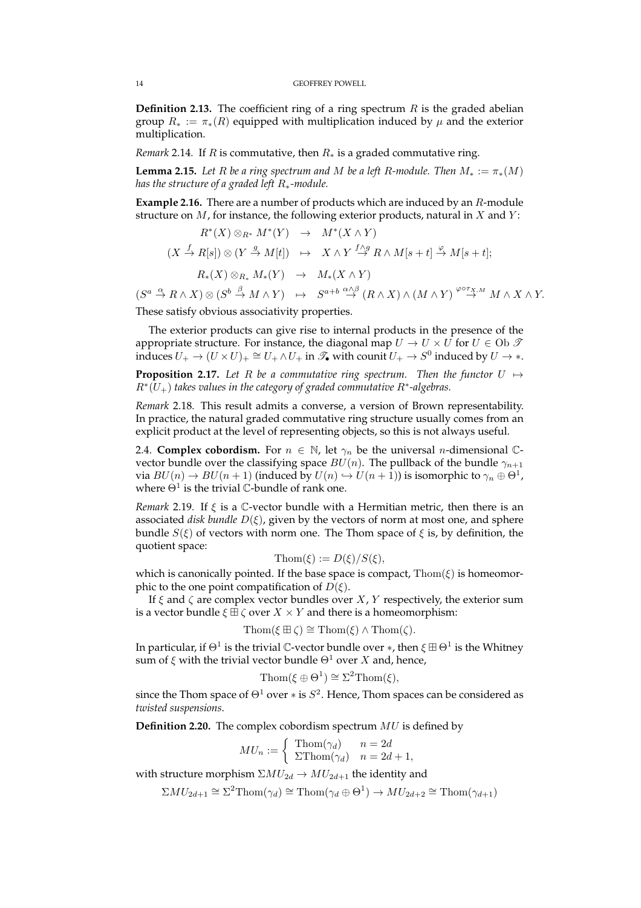**Definition 2.13.** The coefficient ring of a ring spectrum $R$ is the graded abelian group $R_* := \pi_*(R)$ equipped with multiplication induced by $\mu$ and the exterior multiplication.

*Remark* 2.14. If $R$ is commutative, then $R_*$ is a graded commutative ring.

**Lemma 2.15.** *Let $R$ be a ring spectrum and $M$ be a left $R$-module. Then $M_* := \pi_*(M)$ has the structure of a graded left $R_*$-module.*

**Example 2.16.** There are a number of products which are induced by an $R$-module structure on $M$, for instance, the following exterior products, natural in $X$ and $Y$:

$$\begin{array}{rcl} R^*(X) \otimes_{R^*} M^*(Y) & \to & M^*(X \wedge Y) \\ (X \stackrel{f}{\to} R[s]) \otimes (Y \stackrel{g}{\to} M[t]) & \mapsto & X \wedge Y \stackrel{f \wedge g}{\to} R \wedge M[s+t] \stackrel{\varphi}{\to} M[s+t]; \\ R_*(X) \otimes_{R_*} M_*(Y) & \to & M_*(X \wedge Y) \\ (S^a \stackrel{\alpha}{\to} R \wedge X) \otimes (S^b \stackrel{\beta}{\to} M \wedge Y) & \mapsto & S^{a+b} \stackrel{\alpha \wedge \beta}{\to} (R \wedge X) \wedge (M \wedge Y) \stackrel{\varphi \circ \tau_{X,M}}{\to} M \wedge X \wedge Y. \end{array}$$

These satisfy obvious associativity properties.

The exterior products can give rise to internal products in the presence of the appropriate structure. For instance, the diagonal map $U \to U \times U$ for $U \in \mathrm{Ob}\, \mathscr{T}$ induces $U_+ \to (U \times U)_+ \cong U_+ \wedge U_+$ in $\mathscr{T}_\bullet$ with counit $U_+ \to S^0$ induced by $U \to *$.

**Proposition 2.17.** *Let $R$ be a commutative ring spectrum. Then the functor $U \mapsto R^*(U_+)$ takes values in the category of graded commutative $R^*$-algebras.*

*Remark* 2.18. This result admits a converse, a version of Brown representability. In practice, the natural graded commutative ring structure usually comes from an explicit product at the level of representing objects, so this is not always useful.

2.4. **Complex cobordism.** For $n \in \mathbb{N}$, let $\gamma_n$ be the universal $n$-dimensional $\mathbb{C}$-vector bundle over the classifying space $BU(n)$. The pullback of the bundle $\gamma_{n+1}$ via $BU(n) \to BU(n+1)$ (induced by $U(n) \hookrightarrow U(n+1)$) is isomorphic to $\gamma_n \oplus \Theta^1$, where $\Theta^1$ is the trivial $\mathbb{C}$-bundle of rank one.

*Remark* 2.19. If $\xi$ is a $\mathbb{C}$-vector bundle with a Hermitian metric, then there is an associated *disk bundle* $D(\xi)$, given by the vectors of norm at most one, and sphere bundle $S(\xi)$ of vectors with norm one. The Thom space of $\xi$ is, by definition, the quotient space:

$$\mathrm{Thom}(\xi) := D(\xi)/S(\xi),$$

which is canonically pointed. If the base space is compact, $\mathrm{Thom}(\xi)$ is homeomorphic to the one point compatification of $D(\xi)$.

If $\xi$ and $\zeta$ are complex vector bundles over $X$, $Y$ respectively, the exterior sum is a vector bundle $\xi \boxplus \zeta$ over $X \times Y$ and there is a homeomorphism:

$$\mathrm{Thom}(\xi \boxplus \zeta) \cong \mathrm{Thom}(\xi) \wedge \mathrm{Thom}(\zeta).$$

In particular, if $\Theta^1$ is the trivial $\mathbb{C}$-vector bundle over $*$, then $\xi \boxplus \Theta^1$ is the Whitney sum of $\xi$ with the trivial vector bundle $\Theta^1$ over $X$ and, hence,

$$\mathrm{Thom}(\xi \oplus \Theta^1) \cong \Sigma^2 \mathrm{Thom}(\xi),$$

since the Thom space of $\Theta^1$ over $*$ is $S^2$. Hence, Thom spaces can be considered as *twisted suspensions*.

**Definition 2.20.** The complex cobordism spectrum $MU$ is defined by

$$MU_n := \begin{cases} \mathrm{Thom}(\gamma_d) & n = 2d \\ \Sigma \mathrm{Thom}(\gamma_d) & n = 2d+1, \end{cases}$$

with structure morphism $\Sigma MU_{2d} \to MU_{2d+1}$ the identity and

$$\Sigma MU_{2d+1} \cong \Sigma^2 \mathrm{Thom}(\gamma_d) \cong \mathrm{Thom}(\gamma_d \oplus \Theta^1) \to MU_{2d+2} \cong \mathrm{Thom}(\gamma_{d+1})$$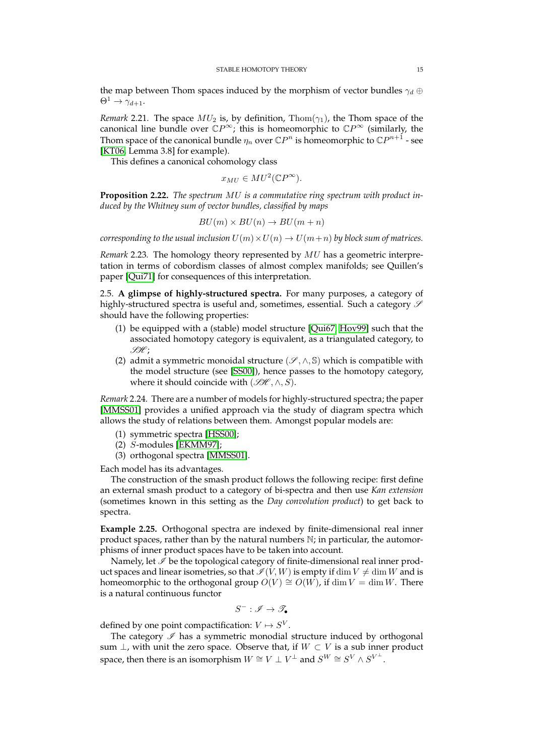the map between Thom spaces induced by the morphism of vector bundles $\gamma_d \oplus \Theta^1 \to \gamma_{d+1}$.

*Remark* 2.21. The space $MU_2$ is, by definition, $\mathrm{Thom}(\gamma_1)$, the Thom space of the canonical line bundle over $\mathbb{C}P^\infty$; this is homeomorphic to $\mathbb{C}P^\infty$ (similarly, the Thom space of the canonical bundle $\eta_n$ over $\mathbb{C}P^n$ is homeomorphic to $\mathbb{C}P^{n+1}$ - see [KT06, Lemma 3.8] for example).

This defines a canonical cohomology class

$$x_{MU} \in MU^2(\mathbb{C}P^\infty).$$

**Proposition 2.22.** *The spectrum $MU$ is a commutative ring spectrum with product induced by the Whitney sum of vector bundles, classified by maps*

$$BU(m) \times BU(n) \to BU(m+n)$$

*corresponding to the usual inclusion $U(m) \times U(n) \to U(m+n)$ by block sum of matrices.*

*Remark* 2.23. The homology theory represented by $MU$ has a geometric interpretation in terms of cobordism classes of almost complex manifolds; see Quillen's paper [Qui71] for consequences of this interpretation.

2.5. **A glimpse of highly-structured spectra.** For many purposes, a category of highly-structured spectra is useful and, sometimes, essential. Such a category $\mathscr{S}$ should have the following properties:

(1) be equipped with a (stable) model structure [Qui67, Hov99] such that the associated homotopy category is equivalent, as a triangulated category, to $\mathscr{SH}$;
(2) admit a symmetric monoidal structure $(\mathscr{S}, \wedge, \mathbb{S})$ which is compatible with the model structure (see [SS00]), hence passes to the homotopy category, where it should coincide with $(\mathscr{SH}, \wedge, S)$.

*Remark* 2.24. There are a number of models for highly-structured spectra; the paper [MMSS01] provides a unified approach via the study of diagram spectra which allows the study of relations between them. Amongst popular models are:

(1) symmetric spectra [HSS00];
(2) $S$-modules [EKMM97];
(3) orthogonal spectra [MMSS01].

Each model has its advantages.

The construction of the smash product follows the following recipe: first define an external smash product to a category of bi-spectra and then use *Kan extension* (sometimes known in this setting as the *Day convolution product*) to get back to spectra.

**Example 2.25.** Orthogonal spectra are indexed by finite-dimensional real inner product spaces, rather than by the natural numbers $\mathbb{N}$; in particular, the automorphisms of inner product spaces have to be taken into account.

Namely, let $\mathscr{I}$ be the topological category of finite-dimensional real inner product spaces and linear isometries, so that $\mathscr{I}(V, W)$ is empty if $\dim V \neq \dim W$ and is homeomorphic to the orthogonal group $O(V) \cong O(W)$, if $\dim V = \dim W$. There is a natural continuous functor

$$S^{-} : \mathscr{I} \to \mathscr{T}_\bullet$$

defined by one point compactification: $V \mapsto S^V$.

The category $\mathscr{I}$ has a symmetric monodial structure induced by orthogonal sum $\perp$, with unit the zero space. Observe that, if $W \subset V$ is a sub inner product space, then there is an isomorphism $W \cong V \perp V^\perp$ and $S^W \cong S^V \wedge S^{V^\perp}$.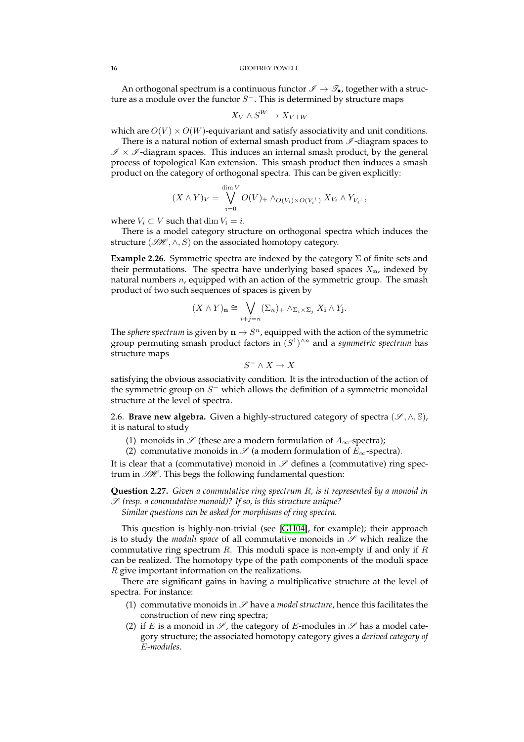An orthogonal spectrum is a continuous functor $\mathscr{I} \to \mathscr{T}_\bullet$, together with a structure as a module over the functor $S^-$. This is determined by structure maps

$$X_V \wedge S^W \to X_{V \perp W}$$

which are $O(V) \times O(W)$-equivariant and satisfy associativity and unit conditions.

There is a natural notion of external smash product from $\mathscr{I}$-diagram spaces to $\mathscr{I} \times \mathscr{I}$-diagram spaces. This induces an internal smash product, by the general process of topological Kan extension. This smash product then induces a smash product on the category of orthogonal spectra. This can be given explicitly:

$$(X \wedge Y)_V = \bigvee_{i=0}^{\dim V} O(V)_+ \wedge_{O(V_i) \times O(V_i^\perp)} X_{V_i} \wedge Y_{V_i^\perp},$$

where $V_i \subset V$ such that $\dim V_i = i$.

There is a model category structure on orthogonal spectra which induces the structure $(\mathscr{SH}, \wedge, S)$ on the associated homotopy category.

**Example 2.26.** Symmetric spectra are indexed by the category $\Sigma$ of finite sets and their permutations. The spectra have underlying based spaces $X_{\mathbf{n}}$, indexed by natural numbers $n$, equipped with an action of the symmetric group. The smash product of two such sequences of spaces is given by

$$(X \wedge Y)_{\mathbf{n}} \cong \bigvee_{i+j=n} (\Sigma_n)_+ \wedge_{\Sigma_i \times \Sigma_j} X_{\mathbf{i}} \wedge Y_{\mathbf{j}}.$$

The *sphere spectrum* is given by $\mathbf{n} \mapsto S^n$, equipped with the action of the symmetric group permuting smash product factors in $(S^1)^{\wedge n}$ and a *symmetric spectrum* has structure maps

$$S^- \wedge X \to X$$

satisfying the obvious associativity condition. It is the introduction of the action of the symmetric group on $S^-$ which allows the definition of a symmetric monoidal structure at the level of spectra.

2.6. **Brave new algebra.** Given a highly-structured category of spectra $(\mathscr{S}, \wedge, \mathbb{S})$, it is natural to study

(1) monoids in $\mathscr{S}$ (these are a modern formulation of $A_\infty$-spectra);
(2) commutative monoids in $\mathscr{S}$ (a modern formulation of $E_\infty$-spectra).

It is clear that a (commutative) monoid in $\mathscr{S}$ defines a (commutative) ring spectrum in $\mathscr{SH}$. This begs the following fundamental question:

**Question 2.27.** *Given a commutative ring spectrum $R$, is it represented by a monoid in $\mathscr{S}$ (resp. a commutative monoid)? If so, is this structure unique?*
*Similar questions can be asked for morphisms of ring spectra.*

This question is highly-non-trivial (see [GH04], for example); their approach is to study the *moduli space* of all commutative monoids in $\mathscr{S}$ which realize the commutative ring spectrum $R$. This moduli space is non-empty if and only if $R$ can be realized. The homotopy type of the path components of the moduli space $R$ give important information on the realizations.

There are significant gains in having a multiplicative structure at the level of spectra. For instance:

(1) commutative monoids in $\mathscr{S}$ have a *model structure*, hence this facilitates the construction of new ring spectra;
(2) if $E$ is a monoid in $\mathscr{S}$, the category of $E$-modules in $\mathscr{S}$ has a model category structure; the associated homotopy category gives a *derived category of $E$-modules*.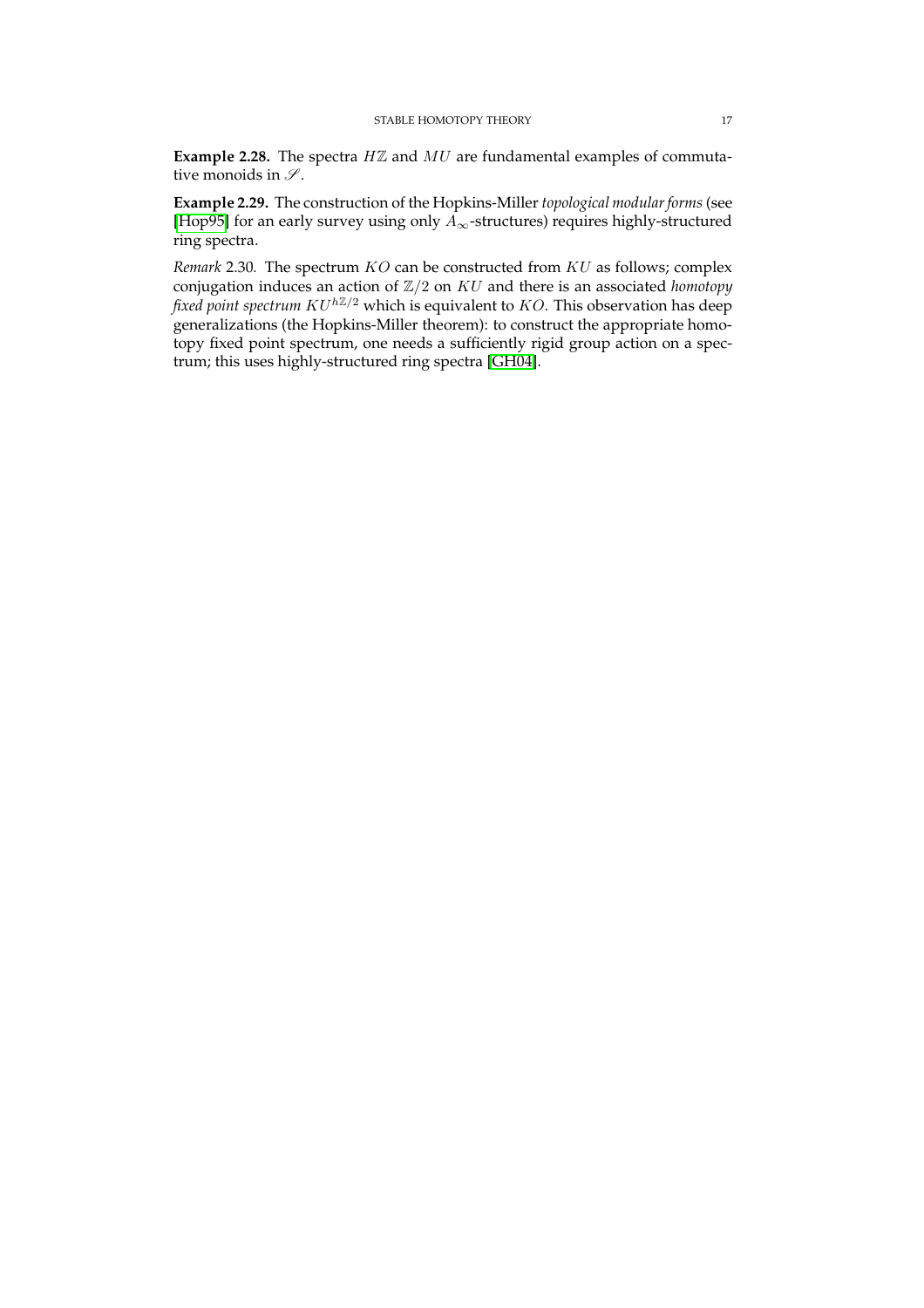**Example 2.28.** The spectra $H\mathbb{Z}$ and $MU$ are fundamental examples of commutative monoids in $\mathscr{S}$.

**Example 2.29.** The construction of the Hopkins-Miller *topological modular forms* (see [Hop95] for an early survey using only $A_\infty$-structures) requires highly-structured ring spectra.

*Remark* 2.30. The spectrum $KO$ can be constructed from $KU$ as follows; complex conjugation induces an action of $\mathbb{Z}/2$ on $KU$ and there is an associated *homotopy fixed point spectrum* $KU^{h\mathbb{Z}/2}$ which is equivalent to $KO$. This observation has deep generalizations (the Hopkins-Miller theorem): to construct the appropriate homotopy fixed point spectrum, one needs a sufficiently rigid group action on a spectrum; this uses highly-structured ring spectra [GH04].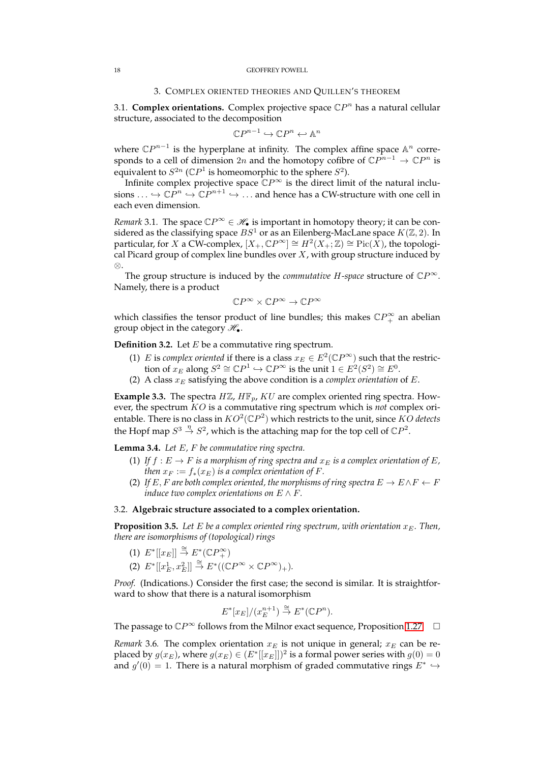## 3. Complex oriented theories and Quillen's theorem

### 3.1. Complex orientations.

**3.1. Complex orientations.** Complex projective space $\mathbb{C}P^n$ has a natural cellular structure, associated to the decomposition

$$\mathbb{C}P^{n-1} \hookrightarrow \mathbb{C}P^n \hookleftarrow \mathbb{A}^n$$

where $\mathbb{C}P^{n-1}$ is the hyperplane at infinity. The complex affine space $\mathbb{A}^n$ corresponds to a cell of dimension $2n$ and the homotopy cofibre of $\mathbb{C}P^{n-1} \to \mathbb{C}P^n$ is equivalent to $S^{2n}$ ($\mathbb{C}P^1$ is homeomorphic to the sphere $S^2$).

Infinite complex projective space $\mathbb{C}P^\infty$ is the direct limit of the natural inclusions $\ldots \hookrightarrow \mathbb{C}P^n \hookrightarrow \mathbb{C}P^{n+1} \hookrightarrow \ldots$ and hence has a CW-structure with one cell in each even dimension.

*Remark* 3.1. The space $\mathbb{C}P^\infty \in \mathscr{H}_\bullet$ is important in homotopy theory; it can be considered as the classifying space $BS^1$ or as an Eilenberg-MacLane space $K(\mathbb{Z}, 2)$. In particular, for $X$ a CW-complex, $[X_+, \mathbb{C}P^\infty] \cong H^2(X_+; \mathbb{Z}) \cong \mathrm{Pic}(X)$, the topological Picard group of complex line bundles over $X$, with group structure induced by $\otimes$.

The group structure is induced by the *commutative H-space* structure of $\mathbb{C}P^\infty$. Namely, there is a product

$$\mathbb{C}P^\infty \times \mathbb{C}P^\infty \to \mathbb{C}P^\infty$$

which classifies the tensor product of line bundles; this makes $\mathbb{C}P^\infty_+$ an abelian group object in the category $\mathscr{H}_\bullet$.

**Definition 3.2.** Let $E$ be a commutative ring spectrum.

1. $E$ is *complex oriented* if there is a class $x_E \in E^2(\mathbb{C}P^\infty)$ such that the restriction of $x_E$ along $S^2 \cong \mathbb{C}P^1 \hookrightarrow \mathbb{C}P^\infty$ is the unit $1 \in E^2(S^2) \cong E^0$.
2. A class $x_E$ satisfying the above condition is a *complex orientation* of $E$.

**Example 3.3.** The spectra $H\mathbb{Z}$, $H\mathbb{F}_p$, $KU$ are complex oriented ring spectra. However, the spectrum $KO$ is a commutative ring spectrum which is *not* complex orientable. There is no class in $KO^2(\mathbb{C}P^2)$ which restricts to the unit, since $KO$ *detects* the Hopf map $S^3 \xrightarrow{\eta} S^2$, which is the attaching map for the top cell of $\mathbb{C}P^2$.

**Lemma 3.4.** *Let $E$, $F$ be commutative ring spectra.*

1. *If $f : E \to F$ is a morphism of ring spectra and $x_E$ is a complex orientation of $E$, then $x_F := f_*(x_E)$ is a complex orientation of $F$.*
2. *If $E, F$ are both complex oriented, the morphisms of ring spectra $E \to E \wedge F \leftarrow F$ induce two complex orientations on $E \wedge F$.*

### 3.2. Algebraic structure associated to a complex orientation.

**Proposition 3.5.** *Let $E$ be a complex oriented ring spectrum, with orientation $x_E$. Then, there are isomorphisms of (topological) rings*

1. $E^*[[x_E]] \xrightarrow{\cong} E^*(\mathbb{C}P^\infty_+)$
2. $E^*[[x_E^1, x_E^2]] \xrightarrow{\cong} E^*((\mathbb{C}P^\infty \times \mathbb{C}P^\infty)_+)$.

*Proof.* (Indications.) Consider the first case; the second is similar. It is straightforward to show that there is a natural isomorphism

$$E^*[x_E]/(x_E^{n+1}) \xrightarrow{\cong} E^*(\mathbb{C}P^n).$$

The passage to $\mathbb{C}P^\infty$ follows from the Milnor exact sequence, Proposition 1.27. □

*Remark* 3.6. The complex orientation $x_E$ is not unique in general; $x_E$ can be replaced by $g(x_E)$, where $g(x_E) \in (E^*[[x_E]])^2$ is a formal power series with $g(0) = 0$ and $g'(0) = 1$. There is a natural morphism of graded commutative rings $E^* \hookrightarrow$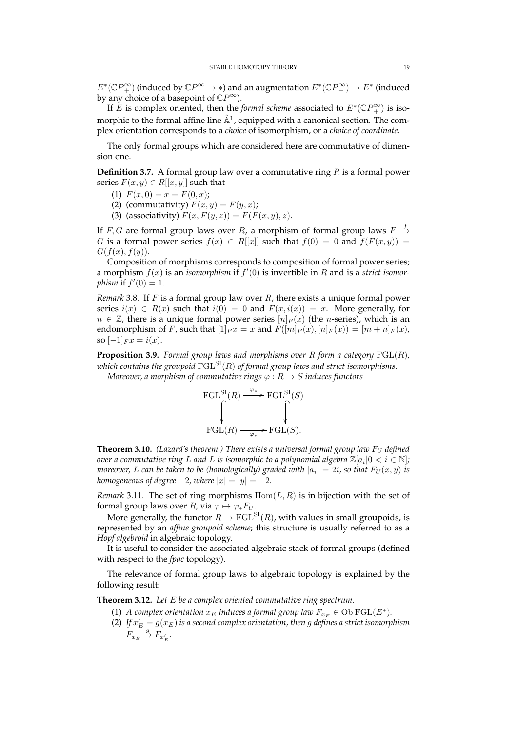$E^*(\mathbb{C}P^\infty_+)$ (induced by $\mathbb{C}P^\infty \to *$) and an augmentation $E^*(\mathbb{C}P^\infty_+) \to E^*$ (induced by any choice of a basepoint of $\mathbb{C}P^\infty$).

If $E$ is complex oriented, then the *formal scheme* associated to $E^*(\mathbb{C}P^\infty_+)$ is isomorphic to the formal affine line $\hat{\mathbb{A}}^1$, equipped with a canonical section. The complex orientation corresponds to a *choice* of isomorphism, or a *choice of coordinate*.

The only formal groups which are considered here are commutative of dimension one.

**Definition 3.7.** A formal group law over a commutative ring $R$ is a formal power series $F(x, y) \in R[[x, y]]$ such that

(1) $F(x, 0) = x = F(0, x)$;
(2) (commutativity) $F(x, y) = F(y, x)$;
(3) (associativity) $F(x, F(y, z)) = F(F(x, y), z)$.

If $F, G$ are formal group laws over $R$, a morphism of formal group laws $F \xrightarrow{f} G$ is a formal power series $f(x) \in R[[x]]$ such that $f(0) = 0$ and $f(F(x, y)) = G(f(x), f(y))$.

Composition of morphisms corresponds to composition of formal power series; a morphism $f(x)$ is an *isomorphism* if $f'(0)$ is invertible in $R$ and is a *strict isomorphism* if $f'(0) = 1$.

*Remark* 3.8. If $F$ is a formal group law over $R$, there exists a unique formal power series $i(x) \in R(x)$ such that $i(0) = 0$ and $F(x, i(x)) = x$. More generally, for $n \in \mathbb{Z}$, there is a unique formal power series $[n]_F(x)$ (the $n$-series), which is an endomorphism of $F$, such that $[1]_F x = x$ and $F([m]_F(x), [n]_F(x)) = [m + n]_F(x)$, so $[-1]_F x = i(x)$.

**Proposition 3.9.** *Formal group laws and morphisms over $R$ form a category $\mathrm{FGL}(R)$, which contains the groupoid $\mathrm{FGL}^{\mathrm{SI}}(R)$ of formal group laws and strict isomorphisms.*

*Moreover, a morphism of commutative rings $\varphi : R \to S$ induces functors*

$$\begin{array}{ccc} \mathrm{FGL}^{\mathrm{SI}}(R) & \xrightarrow{\varphi_*} & \mathrm{FGL}^{\mathrm{SI}}(S) \\ \downarrow & & \downarrow \\ \mathrm{FGL}(R) & \xrightarrow[\varphi_*]{} & \mathrm{FGL}(S). \end{array}$$

**Theorem 3.10.** *(Lazard's theorem.) There exists a universal formal group law $F_U$ defined over a commutative ring $L$ and $L$ is isomorphic to a polynomial algebra $\mathbb{Z}[a_i | 0 < i \in \mathbb{N}]$; moreover, $L$ can be taken to be (homologically) graded with $|a_i| = 2i$, so that $F_U(x, y)$ is homogeneous of degree $-2$, where $|x| = |y| = -2$.*

*Remark* 3.11. The set of ring morphisms $\mathrm{Hom}(L, R)$ is in bijection with the set of formal group laws over $R$, via $\varphi \mapsto \varphi_* F_U$.

More generally, the functor $R \mapsto \mathrm{FGL}^{\mathrm{SI}}(R)$, with values in small groupoids, is represented by an *affine groupoid scheme*; this structure is usually referred to as a *Hopf algebroid* in algebraic topology.

It is useful to consider the associated algebraic stack of formal groups (defined with respect to the *fpqc* topology).

The relevance of formal group laws to algebraic topology is explained by the following result:

**Theorem 3.12.** *Let $E$ be a complex oriented commutative ring spectrum.*

(1) *A complex orientation $x_E$ induces a formal group law $F_{x_E} \in \mathrm{Ob}\,\mathrm{FGL}(E^*)$.*
(2) *If $x'_E = g(x_E)$ is a second complex orientation, then $g$ defines a strict isomorphism $F_{x_E} \xrightarrow{g} F_{x'_E}$.*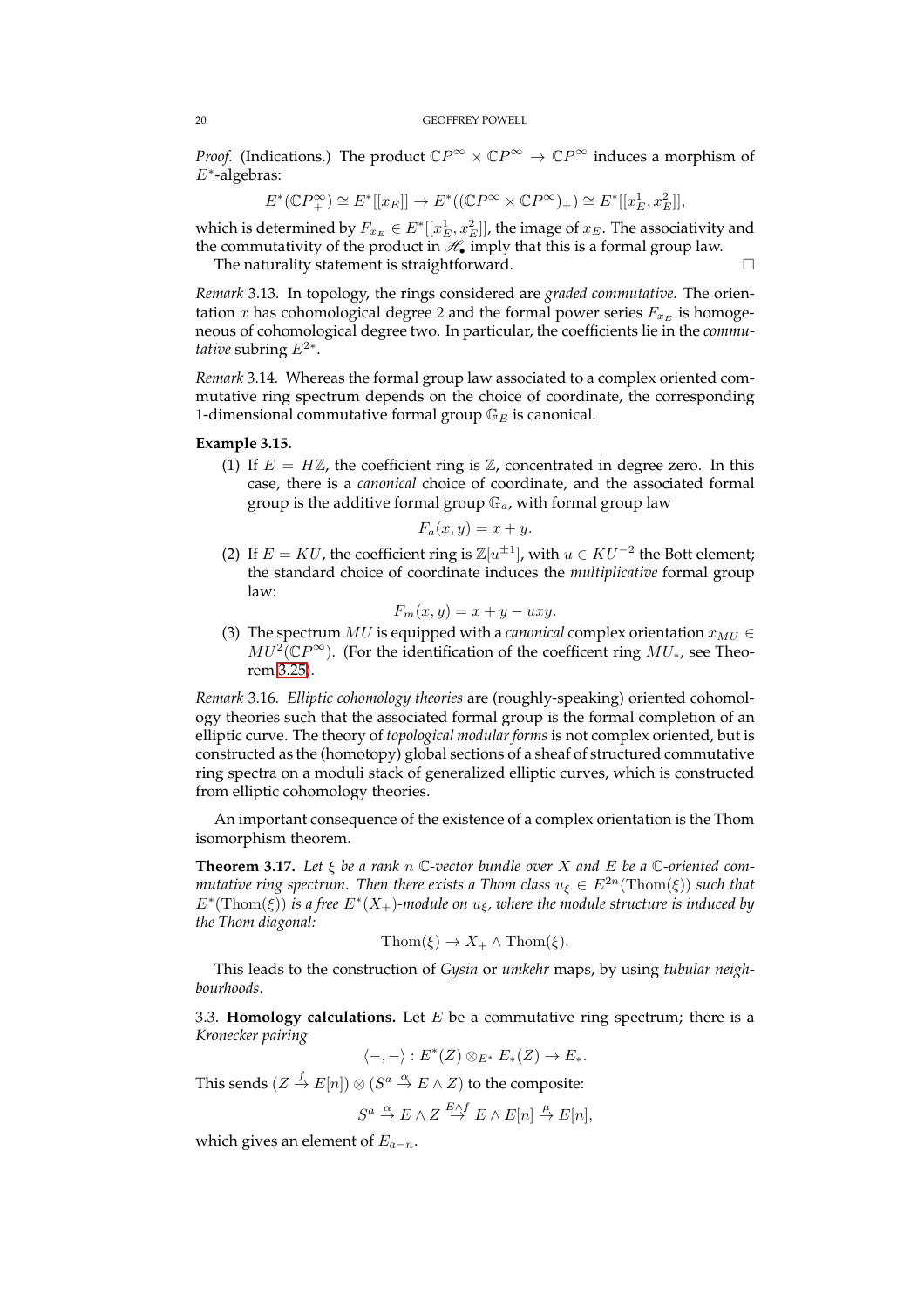*Proof.* (Indications.) The product $\mathbb{C}P^\infty \times \mathbb{C}P^\infty \to \mathbb{C}P^\infty$ induces a morphism of $E^*$-algebras:

$$E^*(\mathbb{C}P^\infty_+) \cong E^*[[x_E]] \to E^*((\mathbb{C}P^\infty \times \mathbb{C}P^\infty)_+) \cong E^*[[x_E^1, x_E^2]],$$

which is determined by $F_{x_E} \in E^*[[x_E^1, x_E^2]]$, the image of $x_E$. The associativity and the commutativity of the product in $\mathscr{H}_\bullet$ imply that this is a formal group law.

The naturality statement is straightforward. □

*Remark* 3.13. In topology, the rings considered are *graded commutative*. The orientation $x$ has cohomological degree 2 and the formal power series $F_{x_E}$ is homogeneous of cohomological degree two. In particular, the coefficients lie in the *commutative* subring $E^{2*}$.

*Remark* 3.14. Whereas the formal group law associated to a complex oriented commutative ring spectrum depends on the choice of coordinate, the corresponding 1-dimensional commutative formal group $\mathbb{G}_E$ is canonical.

**Example 3.15.**

(1) If $E = H\mathbb{Z}$, the coefficient ring is $\mathbb{Z}$, concentrated in degree zero. In this case, there is a *canonical* choice of coordinate, and the associated formal group is the additive formal group $\mathbb{G}_a$, with formal group law

$$F_a(x, y) = x + y.$$

(2) If $E = KU$, the coefficient ring is $\mathbb{Z}[u^{\pm 1}]$, with $u \in KU^{-2}$ the Bott element; the standard choice of coordinate induces the *multiplicative* formal group law:

$$F_m(x, y) = x + y - uxy.$$

(3) The spectrum $MU$ is equipped with a *canonical* complex orientation $x_{MU} \in MU^2(\mathbb{C}P^\infty)$. (For the identification of the coefficent ring $MU_*$, see Theorem 3.25).

*Remark* 3.16. *Elliptic cohomology theories* are (roughly-speaking) oriented cohomology theories such that the associated formal group is the formal completion of an elliptic curve. The theory of *topological modular forms* is not complex oriented, but is constructed as the (homotopy) global sections of a sheaf of structured commutative ring spectra on a moduli stack of generalized elliptic curves, which is constructed from elliptic cohomology theories.

An important consequence of the existence of a complex orientation is the Thom isomorphism theorem.

**Theorem 3.17.** *Let $\xi$ be a rank $n$ $\mathbb{C}$-vector bundle over $X$ and $E$ be a $\mathbb{C}$-oriented commutative ring spectrum. Then there exists a Thom class $u_\xi \in E^{2n}(\mathrm{Thom}(\xi))$ such that $E^*(\mathrm{Thom}(\xi))$ is a free $E^*(X_+)$-module on $u_\xi$, where the module structure is induced by the Thom diagonal:*

$$\mathrm{Thom}(\xi) \to X_+ \wedge \mathrm{Thom}(\xi).$$

This leads to the construction of *Gysin* or *umkehr* maps, by using *tubular neighbourhoods*.

3.3. **Homology calculations.** Let $E$ be a commutative ring spectrum; there is a *Kronecker pairing*

$$\langle -, - \rangle : E^*(Z) \otimes_{E^*} E_*(Z) \to E_*.$$

This sends $(Z \xrightarrow{f} E[n]) \otimes (S^a \xrightarrow{\alpha} E \wedge Z)$ to the composite:

$$S^a \xrightarrow{\alpha} E \wedge Z \xrightarrow{E \wedge f} E \wedge E[n] \xrightarrow{\mu} E[n],$$

which gives an element of $E_{a-n}$.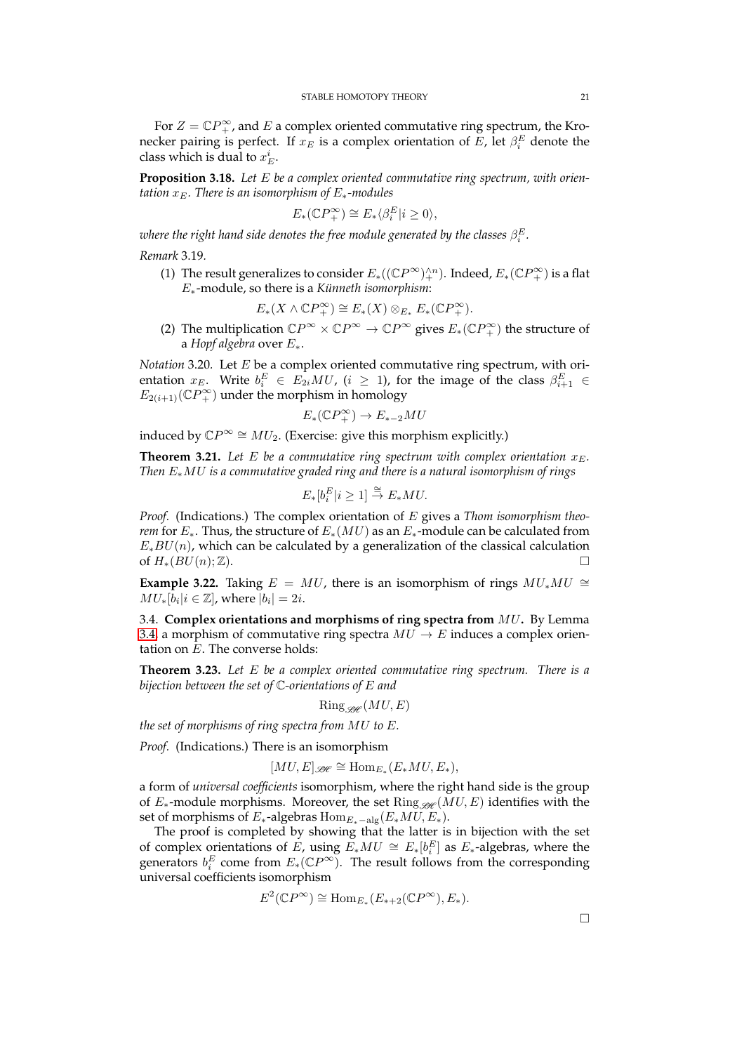For $Z = \mathbb{C}P^\infty_+$, and $E$ a complex oriented commutative ring spectrum, the Kronecker pairing is perfect. If $x_E$ is a complex orientation of $E$, let $\beta_i^E$ denote the class which is dual to $x_E^i$.

**Proposition 3.18.** *Let $E$ be a complex oriented commutative ring spectrum, with orientation $x_E$. There is an isomorphism of $E_*$-modules*

$$E_*(\mathbb{C}P^\infty_+) \cong E_*\langle \beta_i^E | i \geq 0 \rangle,$$

*where the right hand side denotes the free module generated by the classes $\beta_i^E$.*

*Remark* 3.19.

(1) The result generalizes to consider $E_*((\mathbb{C}P^\infty)_+^{\wedge n})$. Indeed, $E_*(\mathbb{C}P^\infty_+)$ is a flat $E_*$-module, so there is a *Künneth isomorphism*:

$$E_*(X \wedge \mathbb{C}P^\infty_+) \cong E_*(X) \otimes_{E_*} E_*(\mathbb{C}P^\infty_+).$$

(2) The multiplication $\mathbb{C}P^\infty \times \mathbb{C}P^\infty \to \mathbb{C}P^\infty$ gives $E_*(\mathbb{C}P^\infty_+)$ the structure of a *Hopf algebra* over $E_*$.

*Notation* 3.20. Let $E$ be a complex oriented commutative ring spectrum, with orientation $x_E$. Write $b_i^E \in E_{2i}MU$, $(i \geq 1)$, for the image of the class $\beta_{i+1}^E \in E_{2(i+1)}(\mathbb{C}P^\infty_+)$ under the morphism in homology

$$E_*(\mathbb{C}P^\infty_+) \to E_{*-2}MU$$

induced by $\mathbb{C}P^\infty \cong MU_2$. (Exercise: give this morphism explicitly.)

**Theorem 3.21.** *Let $E$ be a commutative ring spectrum with complex orientation $x_E$. Then $E_*MU$ is a commutative graded ring and there is a natural isomorphism of rings*

$$E_*[b_i^E | i \geq 1] \xrightarrow{\cong} E_*MU.$$

*Proof.* (Indications.) The complex orientation of $E$ gives a *Thom isomorphism theorem* for $E_*$. Thus, the structure of $E_*(MU)$ as an $E_*$-module can be calculated from $E_*BU(n)$, which can be calculated by a generalization of the classical calculation of $H_*(BU(n); \mathbb{Z})$. □

**Example 3.22.** Taking $E = MU$, there is an isomorphism of rings $MU_*MU \cong MU_*[b_i | i \in \mathbb{Z}]$, where $|b_i| = 2i$.

3.4. **Complex orientations and morphisms of ring spectra from $MU$.** By Lemma 3.4, a morphism of commutative ring spectra $MU \to E$ induces a complex orientation on $E$. The converse holds:

**Theorem 3.23.** *Let $E$ be a complex oriented commutative ring spectrum. There is a bijection between the set of $\mathbb{C}$-orientations of $E$ and*

$$\mathrm{Ring}_{\mathscr{SH}}(MU, E)$$

*the set of morphisms of ring spectra from $MU$ to $E$.*

*Proof.* (Indications.) There is an isomorphism

$$[MU, E]_{\mathscr{SH}} \cong \mathrm{Hom}_{E_*}(E_*MU, E_*),$$

a form of *universal coefficients* isomorphism, where the right hand side is the group of $E_*$-module morphisms. Moreover, the set $\mathrm{Ring}_{\mathscr{SH}}(MU, E)$ identifies with the set of morphisms of $E_*$-algebras $\mathrm{Hom}_{E_*-\mathrm{alg}}(E_*MU, E_*)$.

The proof is completed by showing that the latter is in bijection with the set of complex orientations of $E$, using $E_*MU \cong E_*[b_i^E]$ as $E_*$-algebras, where the generators $b_i^E$ come from $E_*(\mathbb{C}P^\infty)$. The result follows from the corresponding universal coefficients isomorphism

$$E^2(\mathbb{C}P^\infty) \cong \mathrm{Hom}_{E_*}(E_{*+2}(\mathbb{C}P^\infty), E_*).$$

□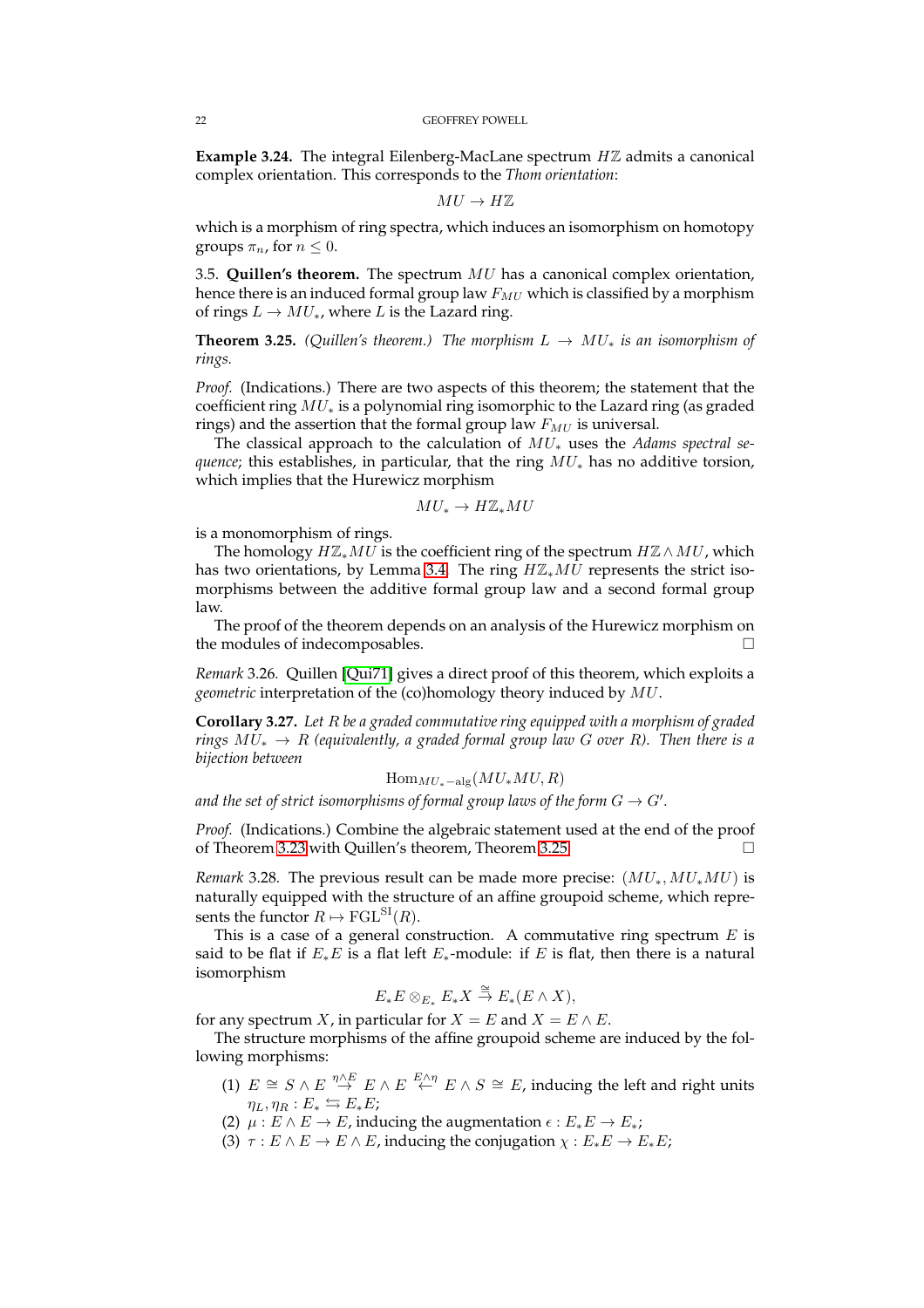**Example 3.24.** The integral Eilenberg-MacLane spectrum $H\mathbb{Z}$ admits a canonical complex orientation. This corresponds to the *Thom orientation*:

$$MU \to H\mathbb{Z}$$

which is a morphism of ring spectra, which induces an isomorphism on homotopy groups $\pi_n$, for $n \leq 0$.

### 3.5. Quillen's theorem.

The spectrum $MU$ has a canonical complex orientation, hence there is an induced formal group law $F_{MU}$ which is classified by a morphism of rings $L \to MU_*$, where $L$ is the Lazard ring.

**Theorem 3.25.** *(Quillen's theorem.) The morphism $L \to MU_*$ is an isomorphism of rings.*

*Proof.* (Indications.) There are two aspects of this theorem; the statement that the coefficient ring $MU_*$ is a polynomial ring isomorphic to the Lazard ring (as graded rings) and the assertion that the formal group law $F_{MU}$ is universal.

The classical approach to the calculation of $MU_*$ uses the *Adams spectral sequence*; this establishes, in particular, that the ring $MU_*$ has no additive torsion, which implies that the Hurewicz morphism

$$MU_* \to H\mathbb{Z}_*MU$$

is a monomorphism of rings.

The homology $H\mathbb{Z}_*MU$ is the coefficient ring of the spectrum $H\mathbb{Z} \wedge MU$, which has two orientations, by Lemma 3.4. The ring $H\mathbb{Z}_*MU$ represents the strict isomorphisms between the additive formal group law and a second formal group law.

The proof of the theorem depends on an analysis of the Hurewicz morphism on the modules of indecomposables. □

*Remark* 3.26. Quillen [Qui71] gives a direct proof of this theorem, which exploits a *geometric* interpretation of the (co)homology theory induced by $MU$.

**Corollary 3.27.** *Let $R$ be a graded commutative ring equipped with a morphism of graded rings $MU_* \to R$ (equivalently, a graded formal group law $G$ over $R$). Then there is a bijection between*

$$\mathrm{Hom}_{MU_*-\mathrm{alg}}(MU_*MU, R)$$

*and the set of strict isomorphisms of formal group laws of the form $G \to G'$.*

*Proof.* (Indications.) Combine the algebraic statement used at the end of the proof of Theorem 3.23 with Quillen's theorem, Theorem 3.25. □

*Remark* 3.28. The previous result can be made more precise: $(MU_*, MU_*MU)$ is naturally equipped with the structure of an affine groupoid scheme, which represents the functor $R \mapsto \mathrm{FGL}^{\mathrm{SI}}(R)$.

This is a case of a general construction. A commutative ring spectrum $E$ is said to be flat if $E_*E$ is a flat left $E_*$-module: if $E$ is flat, then there is a natural isomorphism

$$E_*E \otimes_{E_*} E_*X \stackrel{\cong}{\to} E_*(E \wedge X),$$

for any spectrum $X$, in particular for $X = E$ and $X = E \wedge E$.

The structure morphisms of the affine groupoid scheme are induced by the following morphisms:

(1) $E \cong S \wedge E \stackrel{\eta \wedge E}{\to} E \wedge E \stackrel{E \wedge \eta}{\leftarrow} E \wedge S \cong E$, inducing the left and right units $\eta_L, \eta_R : E_* \leftrightarrows E_*E$;
(2) $\mu : E \wedge E \to E$, inducing the augmentation $\epsilon : E_*E \to E_*$;
(3) $\tau : E \wedge E \to E \wedge E$, inducing the conjugation $\chi : E_*E \to E_*E$;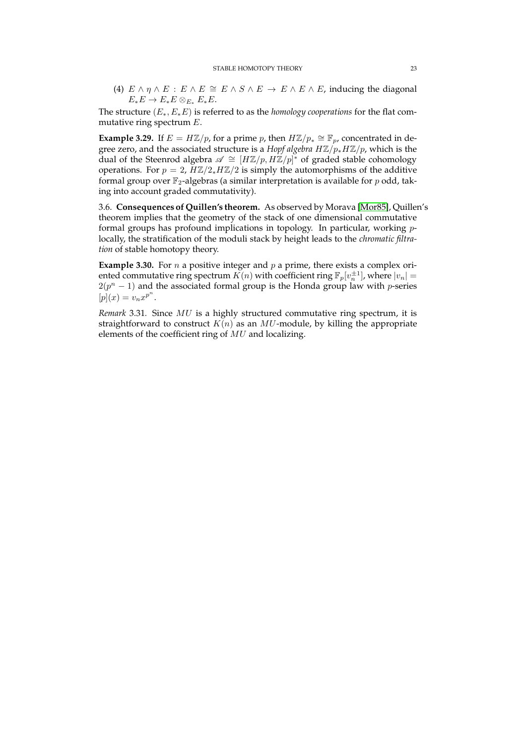(4) $E \wedge \eta \wedge E : E \wedge E \cong E \wedge S \wedge E \to E \wedge E \wedge E$, inducing the diagonal $E_*E \to E_*E \otimes_{E_*} E_*E$.

The structure $(E_*, E_*E)$ is referred to as the *homology cooperations* for the flat commutative ring spectrum $E$.

**Example 3.29.** If $E = H\mathbb{Z}/p$, for a prime $p$, then $H\mathbb{Z}/p_* \cong \mathbb{F}_p$, concentrated in degree zero, and the associated structure is a *Hopf algebra* $H\mathbb{Z}/p_*H\mathbb{Z}/p$, which is the dual of the Steenrod algebra $\mathscr{A} \cong [H\mathbb{Z}/p, H\mathbb{Z}/p]^*$ of graded stable cohomology operations. For $p = 2$, $H\mathbb{Z}/2_*H\mathbb{Z}/2$ is simply the automorphisms of the additive formal group over $\mathbb{F}_2$-algebras (a similar interpretation is available for $p$ odd, taking into account graded commutativity).

3.6. **Consequences of Quillen's theorem.** As observed by Morava [Mor85], Quillen's theorem implies that the geometry of the stack of one dimensional commutative formal groups has profound implications in topology. In particular, working $p$-locally, the stratification of the moduli stack by height leads to the *chromatic filtration* of stable homotopy theory.

**Example 3.30.** For $n$ a positive integer and $p$ a prime, there exists a complex oriented commutative ring spectrum $K(n)$ with coefficient ring $\mathbb{F}_p[v_n^{\pm 1}]$, where $|v_n| = 2(p^n - 1)$ and the associated formal group is the Honda group law with $p$-series $[p](x) = v_n x^{p^n}$.

*Remark* 3.31. Since $MU$ is a highly structured commutative ring spectrum, it is straightforward to construct $K(n)$ as an $MU$-module, by killing the appropriate elements of the coefficient ring of $MU$ and localizing.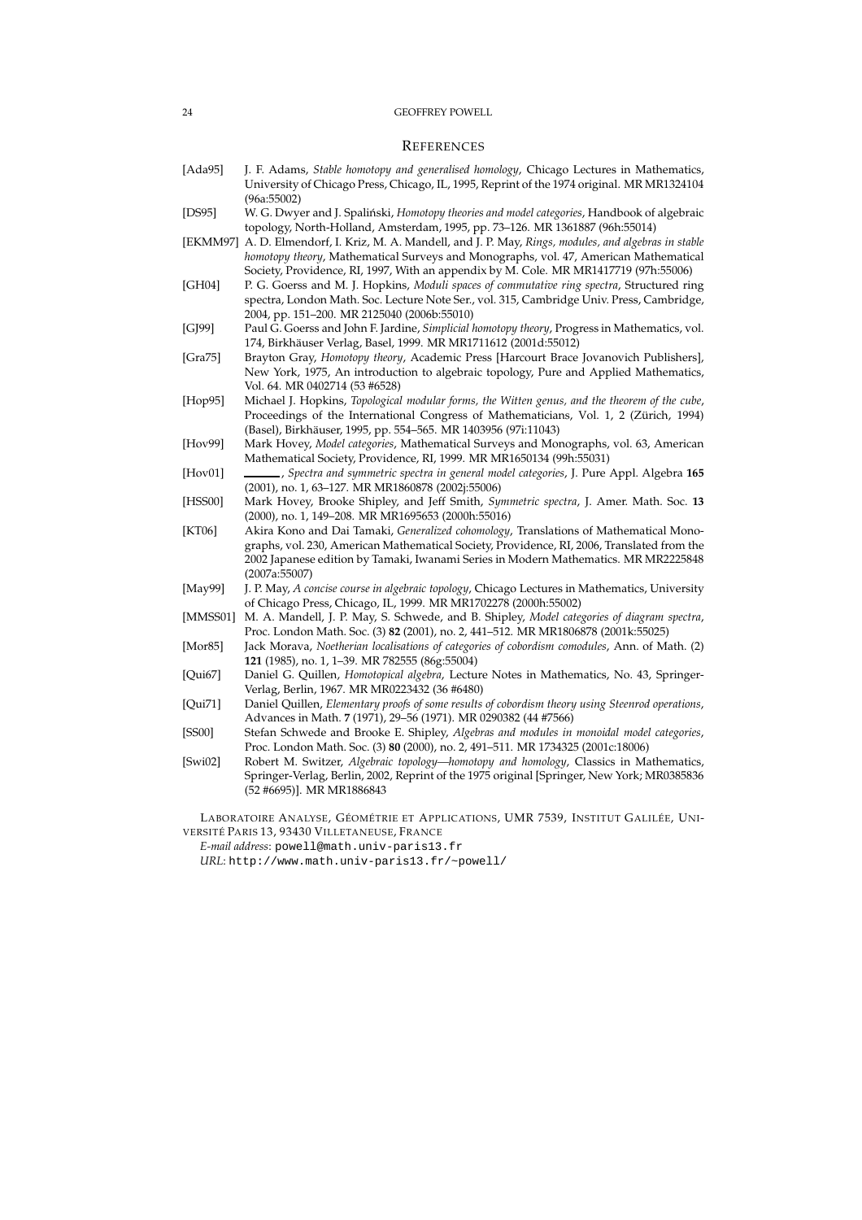## References

[Ada95] J. F. Adams, *Stable homotopy and generalised homology*, Chicago Lectures in Mathematics, University of Chicago Press, Chicago, IL, 1995, Reprint of the 1974 original. MR MR1324104 (96a:55002)

[DS95] W. G. Dwyer and J. Spaliński, *Homotopy theories and model categories*, Handbook of algebraic topology, North-Holland, Amsterdam, 1995, pp. 73–126. MR 1361887 (96h:55014)

[EKMM97] A. D. Elmendorf, I. Kriz, M. A. Mandell, and J. P. May, *Rings, modules, and algebras in stable homotopy theory*, Mathematical Surveys and Monographs, vol. 47, American Mathematical Society, Providence, RI, 1997, With an appendix by M. Cole. MR MR1417719 (97h:55006)

[GH04] P. G. Goerss and M. J. Hopkins, *Moduli spaces of commutative ring spectra*, Structured ring spectra, London Math. Soc. Lecture Note Ser., vol. 315, Cambridge Univ. Press, Cambridge, 2004, pp. 151–200. MR 2125040 (2006b:55010)

[GJ99] Paul G. Goerss and John F. Jardine, *Simplicial homotopy theory*, Progress in Mathematics, vol. 174, Birkhäuser Verlag, Basel, 1999. MR MR1711612 (2001d:55012)

[Gra75] Brayton Gray, *Homotopy theory*, Academic Press [Harcourt Brace Jovanovich Publishers], New York, 1975, An introduction to algebraic topology, Pure and Applied Mathematics, Vol. 64. MR 0402714 (53 #6528)

[Hop95] Michael J. Hopkins, *Topological modular forms, the Witten genus, and the theorem of the cube*, Proceedings of the International Congress of Mathematicians, Vol. 1, 2 (Zürich, 1994) (Basel), Birkhäuser, 1995, pp. 554–565. MR 1403956 (97i:11043)

[Hov99] Mark Hovey, *Model categories*, Mathematical Surveys and Monographs, vol. 63, American Mathematical Society, Providence, RI, 1999. MR MR1650134 (99h:55031)

[Hov01] ———, *Spectra and symmetric spectra in general model categories*, J. Pure Appl. Algebra **165** (2001), no. 1, 63–127. MR MR1860878 (2002j:55006)

[HSS00] Mark Hovey, Brooke Shipley, and Jeff Smith, *Symmetric spectra*, J. Amer. Math. Soc. **13** (2000), no. 1, 149–208. MR MR1695653 (2000h:55016)

[KT06] Akira Kono and Dai Tamaki, *Generalized cohomology*, Translations of Mathematical Monographs, vol. 230, American Mathematical Society, Providence, RI, 2006, Translated from the 2002 Japanese edition by Tamaki, Iwanami Series in Modern Mathematics. MR MR2225848 (2007a:55007)

[May99] J. P. May, *A concise course in algebraic topology*, Chicago Lectures in Mathematics, University of Chicago Press, Chicago, IL, 1999. MR MR1702278 (2000h:55002)

[MMSS01] M. A. Mandell, J. P. May, S. Schwede, and B. Shipley, *Model categories of diagram spectra*, Proc. London Math. Soc. (3) **82** (2001), no. 2, 441–512. MR MR1806878 (2001k:55025)

[Mor85] Jack Morava, *Noetherian localisations of categories of cobordism comodules*, Ann. of Math. (2) **121** (1985), no. 1, 1–39. MR 782555 (86g:55004)

[Qui67] Daniel G. Quillen, *Homotopical algebra*, Lecture Notes in Mathematics, No. 43, Springer-Verlag, Berlin, 1967. MR MR0223432 (36 #6480)

[Qui71] Daniel Quillen, *Elementary proofs of some results of cobordism theory using Steenrod operations*, Advances in Math. **7** (1971), 29–56 (1971). MR 0290382 (44 #7566)

[SS00] Stefan Schwede and Brooke E. Shipley, *Algebras and modules in monoidal model categories*, Proc. London Math. Soc. (3) **80** (2000), no. 2, 491–511. MR 1734325 (2001c:18006)

[Swi02] Robert M. Switzer, *Algebraic topology—homotopy and homology*, Classics in Mathematics, Springer-Verlag, Berlin, 2002, Reprint of the 1975 original [Springer, New York; MR0385836 (52 #6695)]. MR MR1886843

Laboratoire Analyse, Géométrie et Applications, UMR 7539, Institut Galilée, Université Paris 13, 93430 Villetaneuse, France

*E-mail address*: powell@math.univ-paris13.fr

*URL*: http://www.math.univ-paris13.fr/~powell/